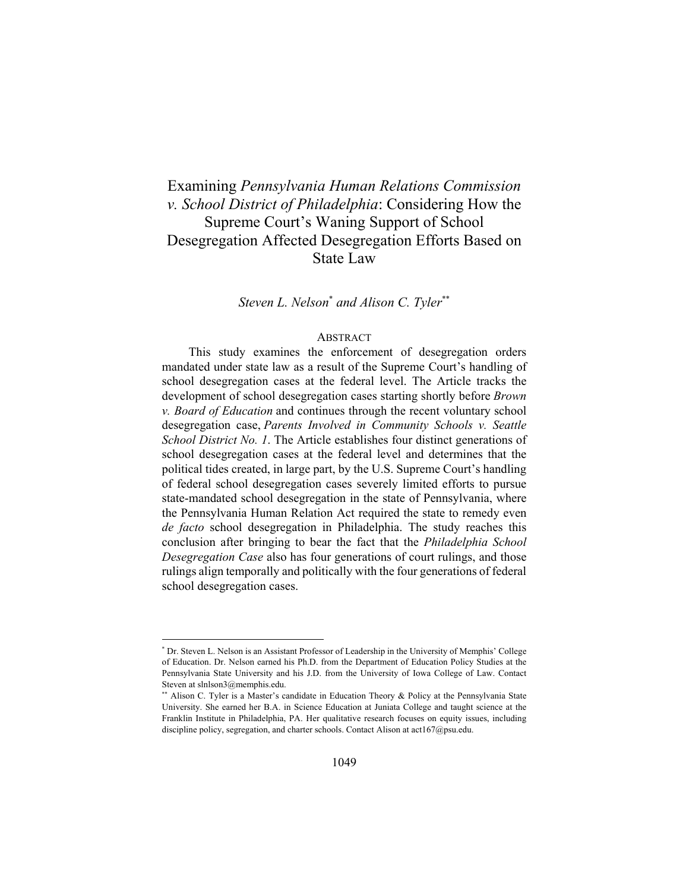# Examining *Pennsylvania Human Relations Commission v. School District of Philadelphia*: Considering How the Supreme Court's Waning Support of School Desegregation Affected Desegregation Efforts Based on State Law

*Steven L. Nelson*[*] *and Alison C. Tyler*[**]

## ABSTRACT

This study examines the enforcement of desegregation orders mandated under state law as a result of the Supreme Court's handling of school desegregation cases at the federal level. The Article tracks the development of school desegregation cases starting shortly before *Brown v. Board of Education* and continues through the recent voluntary school desegregation case, *Parents Involved in Community Schools v. Seattle School District No. 1*. The Article establishes four distinct generations of school desegregation cases at the federal level and determines that the political tides created, in large part, by the U.S. Supreme Court's handling of federal school desegregation cases severely limited efforts to pursue state-mandated school desegregation in the state of Pennsylvania, where the Pennsylvania Human Relation Act required the state to remedy even *de facto* school desegregation in Philadelphia. The study reaches this conclusion after bringing to bear the fact that the *Philadelphia School Desegregation Case* also has four generations of court rulings, and those rulings align temporally and politically with the four generations of federal school desegregation cases.

---

[*] Dr. Steven L. Nelson is an Assistant Professor of Leadership in the University of Memphis' College of Education. Dr. Nelson earned his Ph.D. from the Department of Education Policy Studies at the Pennsylvania State University and his J.D. from the University of Iowa College of Law. Contact Steven at slnlson3@memphis.edu.

[**] Alison C. Tyler is a Master's candidate in Education Theory & Policy at the Pennsylvania State University. She earned her B.A. in Science Education at Juniata College and taught science at the Franklin Institute in Philadelphia, PA. Her qualitative research focuses on equity issues, including discipline policy, segregation, and charter schools. Contact Alison at act167@psu.edu.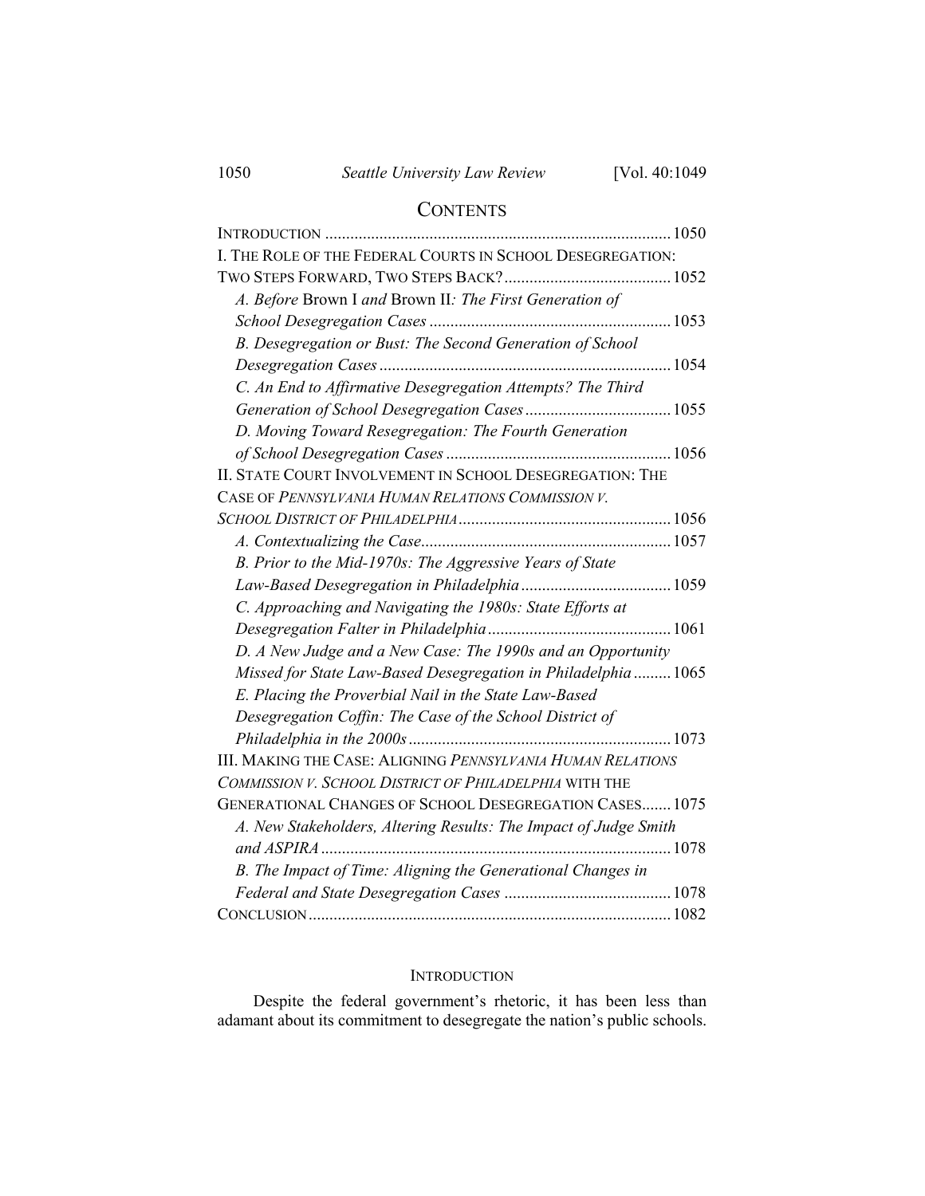## CONTENTS

INTRODUCTION .................................................................................. 1050

I. THE ROLE OF THE FEDERAL COURTS IN SCHOOL DESEGREGATION: TWO STEPS FORWARD, TWO STEPS BACK? ........................................ 1052

- *A. Before* Brown I *and* Brown II*: The First Generation of School Desegregation Cases* .......................................................... 1053
- *B. Desegregation or Bust: The Second Generation of School Desegregation Cases* ...................................................................... 1054
- *C. An End to Affirmative Desegregation Attempts? The Third Generation of School Desegregation Cases* ................................... 1055
- *D. Moving Toward Resegregation: The Fourth Generation of School Desegregation Cases* ...................................................... 1056

II. STATE COURT INVOLVEMENT IN SCHOOL DESEGREGATION: THE CASE OF *PENNSYLVANIA HUMAN RELATIONS COMMISSION V. SCHOOL DISTRICT OF PHILADELPHIA* .................................................. 1056

- *A. Contextualizing the Case* ............................................................ 1057
- *B. Prior to the Mid-1970s: The Aggressive Years of State Law-Based Desegregation in Philadelphia* .................................... 1059
- *C. Approaching and Navigating the 1980s: State Efforts at Desegregation Falter in Philadelphia* ............................................ 1061
- *D. A New Judge and a New Case: The 1990s and an Opportunity Missed for State Law-Based Desegregation in Philadelphia* ......... 1065
- *E. Placing the Proverbial Nail in the State Law-Based Desegregation Coffin: The Case of the School District of Philadelphia in the 2000s* .............................................................. 1073

III. MAKING THE CASE: ALIGNING *PENNSYLVANIA HUMAN RELATIONS COMMISSION V. SCHOOL DISTRICT OF PHILADELPHIA* WITH THE GENERATIONAL CHANGES OF SCHOOL DESEGREGATION CASES ....... 1075

- *A. New Stakeholders, Altering Results: The Impact of Judge Smith and ASPIRA* ................................................................................... 1078
- *B. The Impact of Time: Aligning the Generational Changes in Federal and State Desegregation Cases* ........................................ 1078

CONCLUSION ...................................................................................... 1082

## INTRODUCTION

Despite the federal government's rhetoric, it has been less than adamant about its commitment to desegregate the nation's public schools.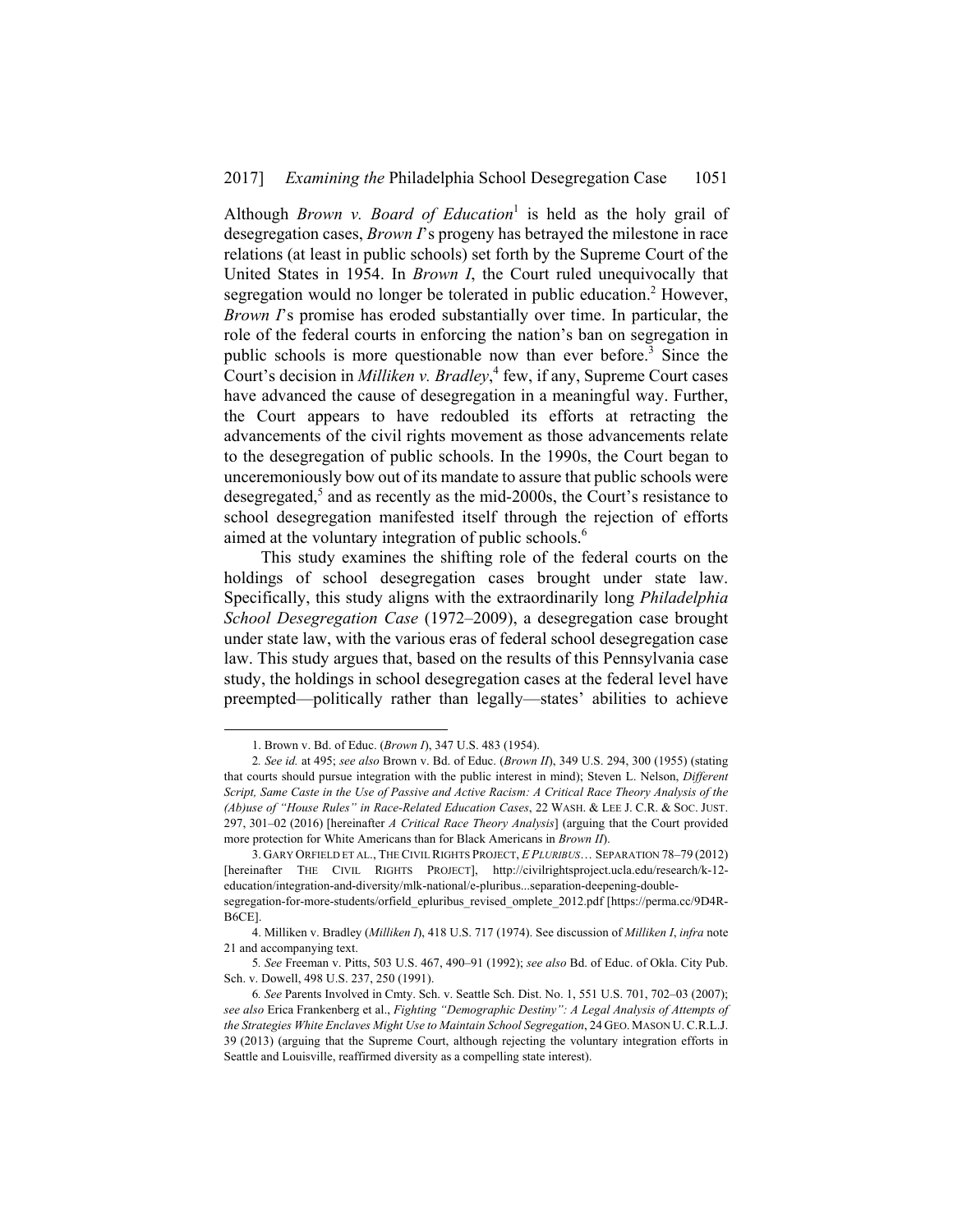Although *Brown v. Board of Education*[1] is held as the holy grail of desegregation cases, *Brown I*'s progeny has betrayed the milestone in race relations (at least in public schools) set forth by the Supreme Court of the United States in 1954. In *Brown I*, the Court ruled unequivocally that segregation would no longer be tolerated in public education.[2] However, *Brown I*'s promise has eroded substantially over time. In particular, the role of the federal courts in enforcing the nation's ban on segregation in public schools is more questionable now than ever before.[3] Since the Court's decision in *Milliken v. Bradley*,[4] few, if any, Supreme Court cases have advanced the cause of desegregation in a meaningful way. Further, the Court appears to have redoubled its efforts at retracting the advancements of the civil rights movement as those advancements relate to the desegregation of public schools. In the 1990s, the Court began to unceremoniously bow out of its mandate to assure that public schools were desegregated,[5] and as recently as the mid-2000s, the Court's resistance to school desegregation manifested itself through the rejection of efforts aimed at the voluntary integration of public schools.[6]

This study examines the shifting role of the federal courts on the holdings of school desegregation cases brought under state law. Specifically, this study aligns with the extraordinarily long *Philadelphia School Desegregation Case* (1972–2009), a desegregation case brought under state law, with the various eras of federal school desegregation case law. This study argues that, based on the results of this Pennsylvania case study, the holdings in school desegregation cases at the federal level have preempted—politically rather than legally—states' abilities to achieve

---

1. Brown v. Bd. of Educ. (*Brown I*), 347 U.S. 483 (1954).

2. *See id.* at 495; *see also* Brown v. Bd. of Educ. (*Brown II*), 349 U.S. 294, 300 (1955) (stating that courts should pursue integration with the public interest in mind); Steven L. Nelson, *Different Script, Same Caste in the Use of Passive and Active Racism: A Critical Race Theory Analysis of the (Ab)use of "House Rules" in Race-Related Education Cases*, 22 WASH. & LEE J. C.R. & SOC. JUST. 297, 301–02 (2016) [hereinafter *A Critical Race Theory Analysis*] (arguing that the Court provided more protection for White Americans than for Black Americans in *Brown II*).

3. GARY ORFIELD ET AL., THE CIVIL RIGHTS PROJECT, *E PLURIBUS*… SEPARATION 78–79 (2012) [hereinafter THE CIVIL RIGHTS PROJECT], http://civilrightsproject.ucla.edu/research/k-12-education/integration-and-diversity/mlk-national/e-pluribus...separation-deepening-double-segregation-for-more-students/orfield_epluribus_revised_omplete_2012.pdf [https://perma.cc/9D4R-B6CE].

4. Milliken v. Bradley (*Milliken I*), 418 U.S. 717 (1974). See discussion of *Milliken I*, *infra* note 21 and accompanying text.

5. *See* Freeman v. Pitts, 503 U.S. 467, 490–91 (1992); *see also* Bd. of Educ. of Okla. City Pub. Sch. v. Dowell, 498 U.S. 237, 250 (1991).

6. *See* Parents Involved in Cmty. Sch. v. Seattle Sch. Dist. No. 1, 551 U.S. 701, 702–03 (2007); *see also* Erica Frankenberg et al., *Fighting "Demographic Destiny": A Legal Analysis of Attempts of the Strategies White Enclaves Might Use to Maintain School Segregation*, 24 GEO. MASON U. C.R.L.J. 39 (2013) (arguing that the Supreme Court, although rejecting the voluntary integration efforts in Seattle and Louisville, reaffirmed diversity as a compelling state interest).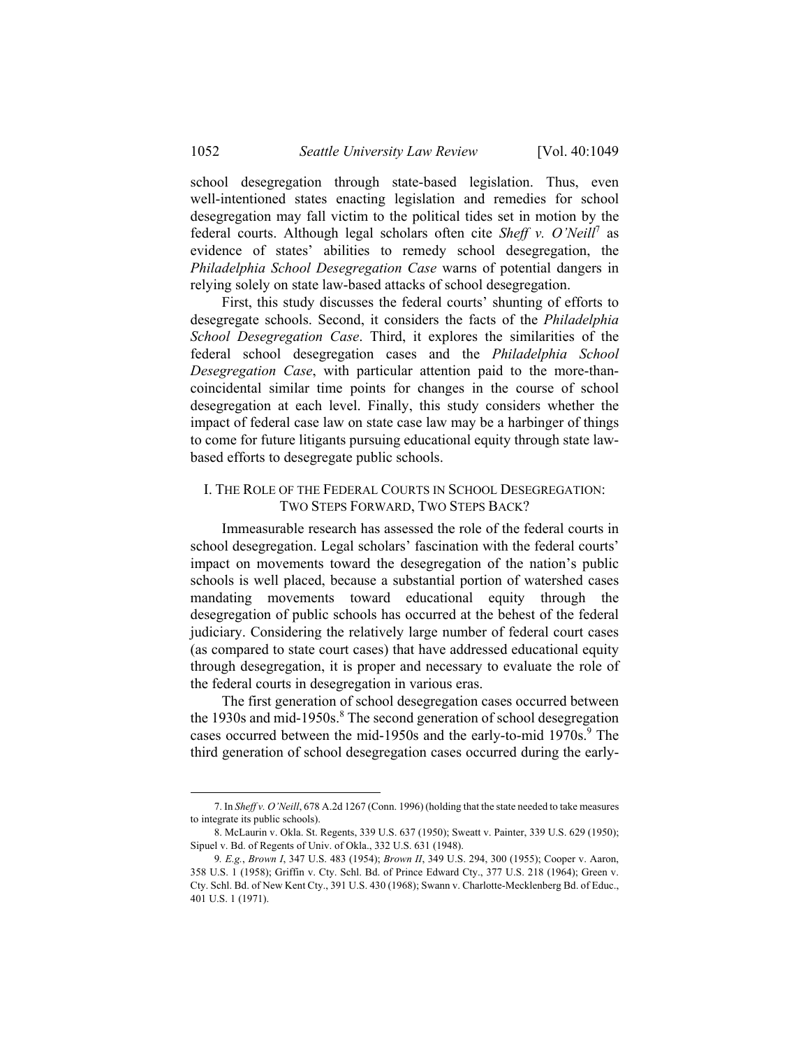school desegregation through state-based legislation. Thus, even well-intentioned states enacting legislation and remedies for school desegregation may fall victim to the political tides set in motion by the federal courts. Although legal scholars often cite *Sheff v. O'Neill*[7] as evidence of states' abilities to remedy school desegregation, the *Philadelphia School Desegregation Case* warns of potential dangers in relying solely on state law-based attacks of school desegregation.

First, this study discusses the federal courts' shunting of efforts to desegregate schools. Second, it considers the facts of the *Philadelphia School Desegregation Case*. Third, it explores the similarities of the federal school desegregation cases and the *Philadelphia School Desegregation Case*, with particular attention paid to the more-than-coincidental similar time points for changes in the course of school desegregation at each level. Finally, this study considers whether the impact of federal case law on state case law may be a harbinger of things to come for future litigants pursuing educational equity through state law-based efforts to desegregate public schools.

## I. The Role of the Federal Courts in School Desegregation: Two Steps Forward, Two Steps Back?

Immeasurable research has assessed the role of the federal courts in school desegregation. Legal scholars' fascination with the federal courts' impact on movements toward the desegregation of the nation's public schools is well placed, because a substantial portion of watershed cases mandating movements toward educational equity through the desegregation of public schools has occurred at the behest of the federal judiciary. Considering the relatively large number of federal court cases (as compared to state court cases) that have addressed educational equity through desegregation, it is proper and necessary to evaluate the role of the federal courts in desegregation in various eras.

The first generation of school desegregation cases occurred between the 1930s and mid-1950s.[8] The second generation of school desegregation cases occurred between the mid-1950s and the early-to-mid 1970s.[9] The third generation of school desegregation cases occurred during the early-

---

7. In *Sheff v. O'Neill*, 678 A.2d 1267 (Conn. 1996) (holding that the state needed to take measures to integrate its public schools).

8. McLaurin v. Okla. St. Regents, 339 U.S. 637 (1950); Sweatt v. Painter, 339 U.S. 629 (1950); Sipuel v. Bd. of Regents of Univ. of Okla., 332 U.S. 631 (1948).

9. *E.g.*, *Brown I*, 347 U.S. 483 (1954); *Brown II*, 349 U.S. 294, 300 (1955); Cooper v. Aaron, 358 U.S. 1 (1958); Griffin v. Cty. Schl. Bd. of Prince Edward Cty., 377 U.S. 218 (1964); Green v. Cty. Schl. Bd. of New Kent Cty., 391 U.S. 430 (1968); Swann v. Charlotte-Mecklenberg Bd. of Educ., 401 U.S. 1 (1971).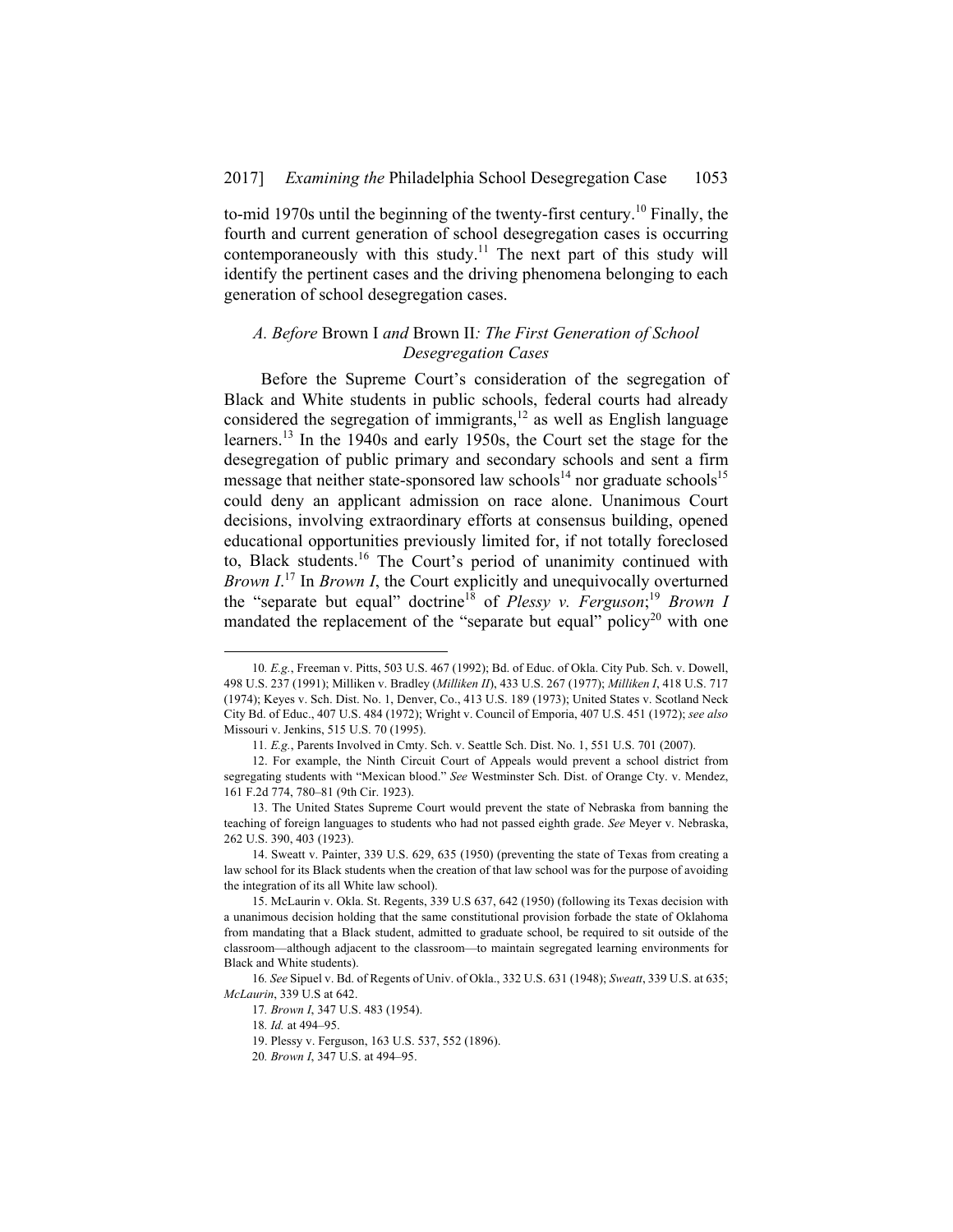to-mid 1970s until the beginning of the twenty-first century.[10] Finally, the fourth and current generation of school desegregation cases is occurring contemporaneously with this study.[11] The next part of this study will identify the pertinent cases and the driving phenomena belonging to each generation of school desegregation cases.

### *A. Before* Brown I *and* Brown II*: The First Generation of School Desegregation Cases*

Before the Supreme Court's consideration of the segregation of Black and White students in public schools, federal courts had already considered the segregation of immigrants,[12] as well as English language learners.[13] In the 1940s and early 1950s, the Court set the stage for the desegregation of public primary and secondary schools and sent a firm message that neither state-sponsored law schools[14] nor graduate schools[15] could deny an applicant admission on race alone. Unanimous Court decisions, involving extraordinary efforts at consensus building, opened educational opportunities previously limited for, if not totally foreclosed to, Black students.[16] The Court's period of unanimity continued with *Brown I*.[17] In *Brown I*, the Court explicitly and unequivocally overturned the "separate but equal" doctrine[18] of *Plessy v. Ferguson*;[19] *Brown I* mandated the replacement of the "separate but equal" policy[20] with one

---

10. *E.g.*, Freeman v. Pitts, 503 U.S. 467 (1992); Bd. of Educ. of Okla. City Pub. Sch. v. Dowell, 498 U.S. 237 (1991); Milliken v. Bradley (*Milliken II*), 433 U.S. 267 (1977); *Milliken I*, 418 U.S. 717 (1974); Keyes v. Sch. Dist. No. 1, Denver, Co., 413 U.S. 189 (1973); United States v. Scotland Neck City Bd. of Educ., 407 U.S. 484 (1972); Wright v. Council of Emporia, 407 U.S. 451 (1972); *see also* Missouri v. Jenkins, 515 U.S. 70 (1995).

11. *E.g.*, Parents Involved in Cmty. Sch. v. Seattle Sch. Dist. No. 1, 551 U.S. 701 (2007).

12. For example, the Ninth Circuit Court of Appeals would prevent a school district from segregating students with "Mexican blood." *See* Westminster Sch. Dist. of Orange Cty. v. Mendez, 161 F.2d 774, 780–81 (9th Cir. 1923).

13. The United States Supreme Court would prevent the state of Nebraska from banning the teaching of foreign languages to students who had not passed eighth grade. *See* Meyer v. Nebraska, 262 U.S. 390, 403 (1923).

14. Sweatt v. Painter, 339 U.S. 629, 635 (1950) (preventing the state of Texas from creating a law school for its Black students when the creation of that law school was for the purpose of avoiding the integration of its all White law school).

15. McLaurin v. Okla. St. Regents, 339 U.S 637, 642 (1950) (following its Texas decision with a unanimous decision holding that the same constitutional provision forbade the state of Oklahoma from mandating that a Black student, admitted to graduate school, be required to sit outside of the classroom—although adjacent to the classroom—to maintain segregated learning environments for Black and White students).

16. *See* Sipuel v. Bd. of Regents of Univ. of Okla., 332 U.S. 631 (1948); *Sweatt*, 339 U.S. at 635; *McLaurin*, 339 U.S at 642.

17. *Brown I*, 347 U.S. 483 (1954).

18. *Id.* at 494–95.

19. Plessy v. Ferguson, 163 U.S. 537, 552 (1896).

20. *Brown I*, 347 U.S. at 494–95.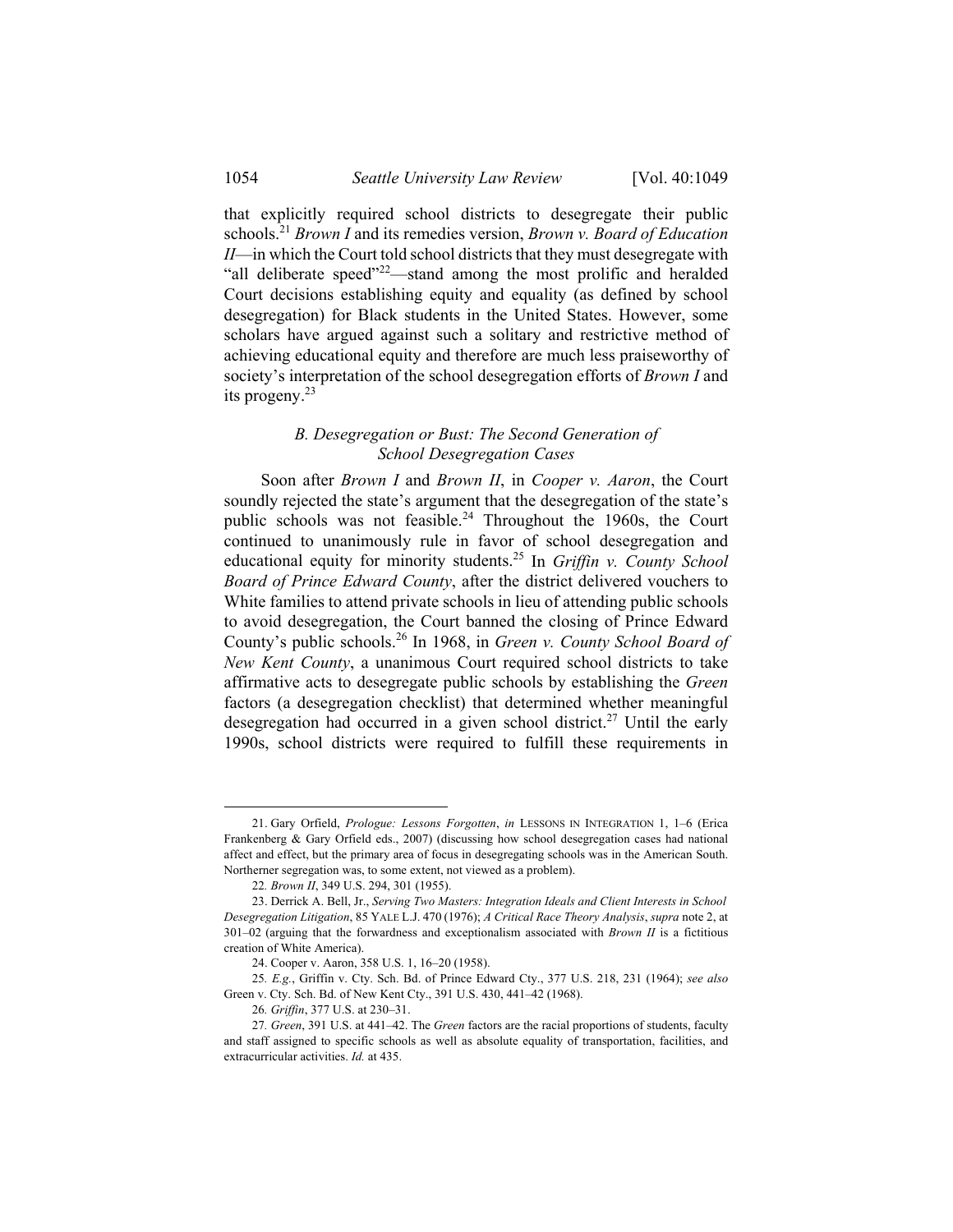that explicitly required school districts to desegregate their public schools.[21] *Brown I* and its remedies version, *Brown v. Board of Education II*—in which the Court told school districts that they must desegregate with "all deliberate speed"[22]—stand among the most prolific and heralded Court decisions establishing equity and equality (as defined by school desegregation) for Black students in the United States. However, some scholars have argued against such a solitary and restrictive method of achieving educational equity and therefore are much less praiseworthy of society's interpretation of the school desegregation efforts of *Brown I* and its progeny.[23]

### *B. Desegregation or Bust: The Second Generation of School Desegregation Cases*

Soon after *Brown I* and *Brown II*, in *Cooper v. Aaron*, the Court soundly rejected the state's argument that the desegregation of the state's public schools was not feasible.[24] Throughout the 1960s, the Court continued to unanimously rule in favor of school desegregation and educational equity for minority students.[25] In *Griffin v. County School Board of Prince Edward County*, after the district delivered vouchers to White families to attend private schools in lieu of attending public schools to avoid desegregation, the Court banned the closing of Prince Edward County's public schools.[26] In 1968, in *Green v. County School Board of New Kent County*, a unanimous Court required school districts to take affirmative acts to desegregate public schools by establishing the *Green* factors (a desegregation checklist) that determined whether meaningful desegregation had occurred in a given school district.[27] Until the early 1990s, school districts were required to fulfill these requirements in

---

21. Gary Orfield, *Prologue: Lessons Forgotten*, *in* LESSONS IN INTEGRATION 1, 1–6 (Erica Frankenberg & Gary Orfield eds., 2007) (discussing how school desegregation cases had national affect and effect, but the primary area of focus in desegregating schools was in the American South. Northerner segregation was, to some extent, not viewed as a problem).

22. *Brown II*, 349 U.S. 294, 301 (1955).

23. Derrick A. Bell, Jr., *Serving Two Masters: Integration Ideals and Client Interests in School Desegregation Litigation*, 85 YALE L.J. 470 (1976); *A Critical Race Theory Analysis*, *supra* note 2, at 301–02 (arguing that the forwardness and exceptionalism associated with *Brown II* is a fictitious creation of White America).

24. Cooper v. Aaron, 358 U.S. 1, 16–20 (1958).

25. *E.g.*, Griffin v. Cty. Sch. Bd. of Prince Edward Cty., 377 U.S. 218, 231 (1964); *see also* Green v. Cty. Sch. Bd. of New Kent Cty., 391 U.S. 430, 441–42 (1968).

26. *Griffin*, 377 U.S. at 230–31.

27. *Green*, 391 U.S. at 441–42. The *Green* factors are the racial proportions of students, faculty and staff assigned to specific schools as well as absolute equality of transportation, facilities, and extracurricular activities. *Id.* at 435.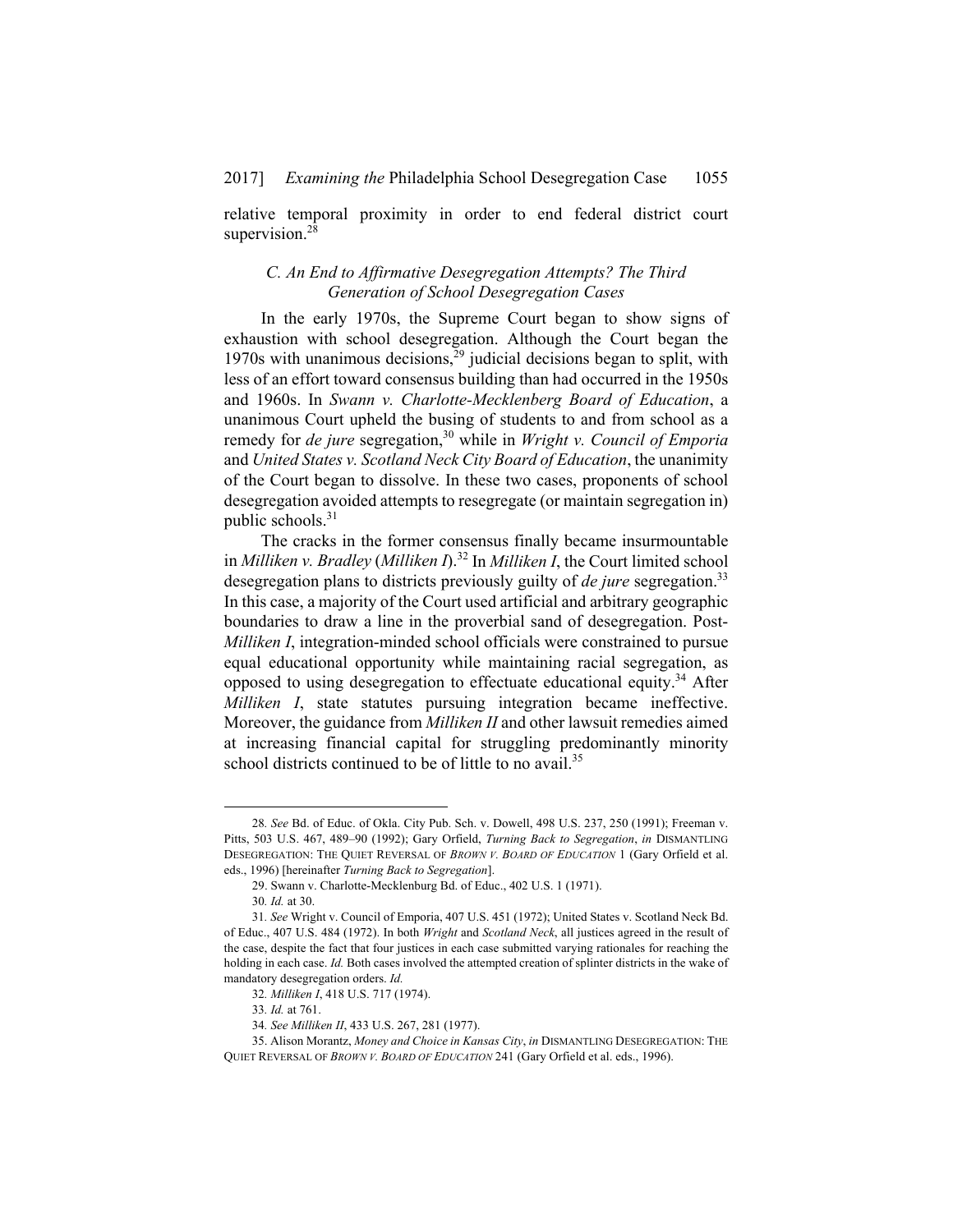relative temporal proximity in order to end federal district court supervision.[28]

### *C. An End to Affirmative Desegregation Attempts? The Third Generation of School Desegregation Cases*

In the early 1970s, the Supreme Court began to show signs of exhaustion with school desegregation. Although the Court began the 1970s with unanimous decisions,[29] judicial decisions began to split, with less of an effort toward consensus building than had occurred in the 1950s and 1960s. In *Swann v. Charlotte-Mecklenberg Board of Education*, a unanimous Court upheld the busing of students to and from school as a remedy for *de jure* segregation,[30] while in *Wright v. Council of Emporia* and *United States v. Scotland Neck City Board of Education*, the unanimity of the Court began to dissolve. In these two cases, proponents of school desegregation avoided attempts to resegregate (or maintain segregation in) public schools.[31]

The cracks in the former consensus finally became insurmountable in *Milliken v. Bradley* (*Milliken I*).[32] In *Milliken I*, the Court limited school desegregation plans to districts previously guilty of *de jure* segregation.[33] In this case, a majority of the Court used artificial and arbitrary geographic boundaries to draw a line in the proverbial sand of desegregation. Post-*Milliken I*, integration-minded school officials were constrained to pursue equal educational opportunity while maintaining racial segregation, as opposed to using desegregation to effectuate educational equity.[34] After *Milliken I*, state statutes pursuing integration became ineffective. Moreover, the guidance from *Milliken II* and other lawsuit remedies aimed at increasing financial capital for struggling predominantly minority school districts continued to be of little to no avail.[35]

---

28. *See* Bd. of Educ. of Okla. City Pub. Sch. v. Dowell, 498 U.S. 237, 250 (1991); Freeman v. Pitts, 503 U.S. 467, 489–90 (1992); Gary Orfield, *Turning Back to Segregation*, *in* DISMANTLING DESEGREGATION: THE QUIET REVERSAL OF *BROWN V. BOARD OF EDUCATION* 1 (Gary Orfield et al. eds., 1996) [hereinafter *Turning Back to Segregation*].

29. Swann v. Charlotte-Mecklenburg Bd. of Educ., 402 U.S. 1 (1971).

30. *Id.* at 30.

31. *See* Wright v. Council of Emporia, 407 U.S. 451 (1972); United States v. Scotland Neck Bd. of Educ., 407 U.S. 484 (1972). In both *Wright* and *Scotland Neck*, all justices agreed in the result of the case, despite the fact that four justices in each case submitted varying rationales for reaching the holding in each case. *Id.* Both cases involved the attempted creation of splinter districts in the wake of mandatory desegregation orders. *Id.*

32. *Milliken I*, 418 U.S. 717 (1974).

33. *Id.* at 761.

34. *See Milliken II*, 433 U.S. 267, 281 (1977).

35. Alison Morantz, *Money and Choice in Kansas City*, *in* DISMANTLING DESEGREGATION: THE QUIET REVERSAL OF *BROWN V. BOARD OF EDUCATION* 241 (Gary Orfield et al. eds., 1996).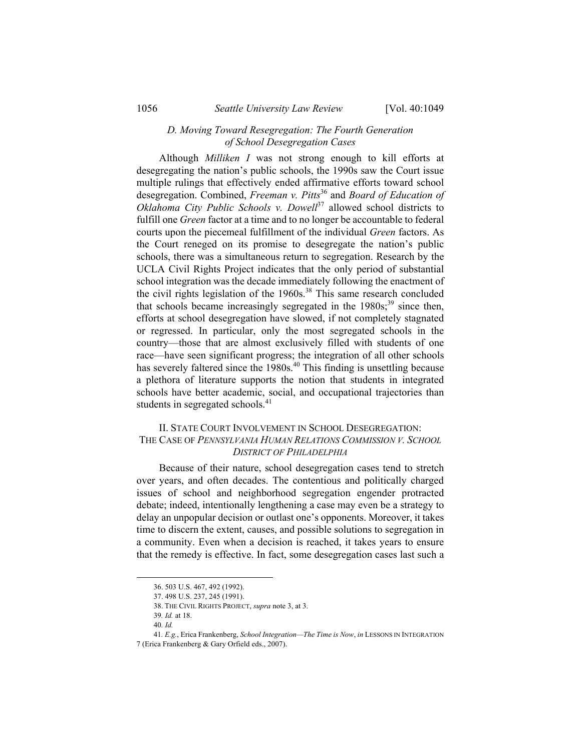### *D. Moving Toward Resegregation: The Fourth Generation of School Desegregation Cases*

Although *Milliken I* was not strong enough to kill efforts at desegregating the nation's public schools, the 1990s saw the Court issue multiple rulings that effectively ended affirmative efforts toward school desegregation. Combined, *Freeman v. Pitts*[36] and *Board of Education of Oklahoma City Public Schools v. Dowell*[37] allowed school districts to fulfill one *Green* factor at a time and to no longer be accountable to federal courts upon the piecemeal fulfillment of the individual *Green* factors. As the Court reneged on its promise to desegregate the nation's public schools, there was a simultaneous return to segregation. Research by the UCLA Civil Rights Project indicates that the only period of substantial school integration was the decade immediately following the enactment of the civil rights legislation of the 1960s.[38] This same research concluded that schools became increasingly segregated in the 1980s;[39] since then, efforts at school desegregation have slowed, if not completely stagnated or regressed. In particular, only the most segregated schools in the country—those that are almost exclusively filled with students of one race—have seen significant progress; the integration of all other schools has severely faltered since the 1980s.[40] This finding is unsettling because a plethora of literature supports the notion that students in integrated schools have better academic, social, and occupational trajectories than students in segregated schools.[41]

## II. State Court Involvement in School Desegregation: The Case of *Pennsylvania Human Relations Commission v. School District of Philadelphia*

Because of their nature, school desegregation cases tend to stretch over years, and often decades. The contentious and politically charged issues of school and neighborhood segregation engender protracted debate; indeed, intentionally lengthening a case may even be a strategy to delay an unpopular decision or outlast one's opponents. Moreover, it takes time to discern the extent, causes, and possible solutions to segregation in a community. Even when a decision is reached, it takes years to ensure that the remedy is effective. In fact, some desegregation cases last such a

---

36. 503 U.S. 467, 492 (1992).

37. 498 U.S. 237, 245 (1991).

38. The Civil Rights Project, *supra* note 3, at 3.

39. *Id.* at 18.

40. *Id.*

41. *E.g.*, Erica Frankenberg, *School Integration—The Time is Now*, *in* Lessons in Integration 7 (Erica Frankenberg & Gary Orfield eds., 2007).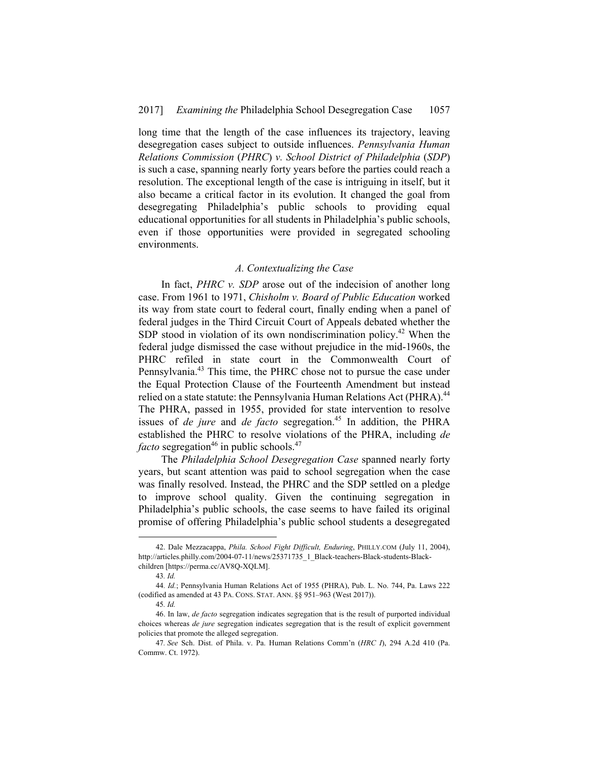long time that the length of the case influences its trajectory, leaving desegregation cases subject to outside influences. *Pennsylvania Human Relations Commission* (*PHRC*) *v. School District of Philadelphia* (*SDP*) is such a case, spanning nearly forty years before the parties could reach a resolution. The exceptional length of the case is intriguing in itself, but it also became a critical factor in its evolution. It changed the goal from desegregating Philadelphia's public schools to providing equal educational opportunities for all students in Philadelphia's public schools, even if those opportunities were provided in segregated schooling environments.

### *A. Contextualizing the Case*

In fact, *PHRC v. SDP* arose out of the indecision of another long case. From 1961 to 1971, *Chisholm v. Board of Public Education* worked its way from state court to federal court, finally ending when a panel of federal judges in the Third Circuit Court of Appeals debated whether the SDP stood in violation of its own nondiscrimination policy.[42] When the federal judge dismissed the case without prejudice in the mid-1960s, the PHRC refiled in state court in the Commonwealth Court of Pennsylvania.[43] This time, the PHRC chose not to pursue the case under the Equal Protection Clause of the Fourteenth Amendment but instead relied on a state statute: the Pennsylvania Human Relations Act (PHRA).[44] The PHRA, passed in 1955, provided for state intervention to resolve issues of *de jure* and *de facto* segregation.[45] In addition, the PHRA established the PHRC to resolve violations of the PHRA, including *de facto* segregation[46] in public schools.[47]

The *Philadelphia School Desegregation Case* spanned nearly forty years, but scant attention was paid to school segregation when the case was finally resolved. Instead, the PHRC and the SDP settled on a pledge to improve school quality. Given the continuing segregation in Philadelphia's public schools, the case seems to have failed its original promise of offering Philadelphia's public school students a desegregated

---

42. Dale Mezzacappa, *Phila. School Fight Difficult, Enduring*, PHILLY.COM (July 11, 2004), http://articles.philly.com/2004-07-11/news/25371735_1_Black-teachers-Black-students-Black-children [https://perma.cc/AV8Q-XQLM].

43. *Id.*

44. *Id.*; Pennsylvania Human Relations Act of 1955 (PHRA), Pub. L. No. 744, Pa. Laws 222 (codified as amended at 43 PA. CONS. STAT. ANN. §§ 951–963 (West 2017)).

45. *Id.*

46. In law, *de facto* segregation indicates segregation that is the result of purported individual choices whereas *de jure* segregation indicates segregation that is the result of explicit government policies that promote the alleged segregation.

47. *See* Sch. Dist. of Phila. v. Pa. Human Relations Comm'n (*HRC I*), 294 A.2d 410 (Pa. Commw. Ct. 1972).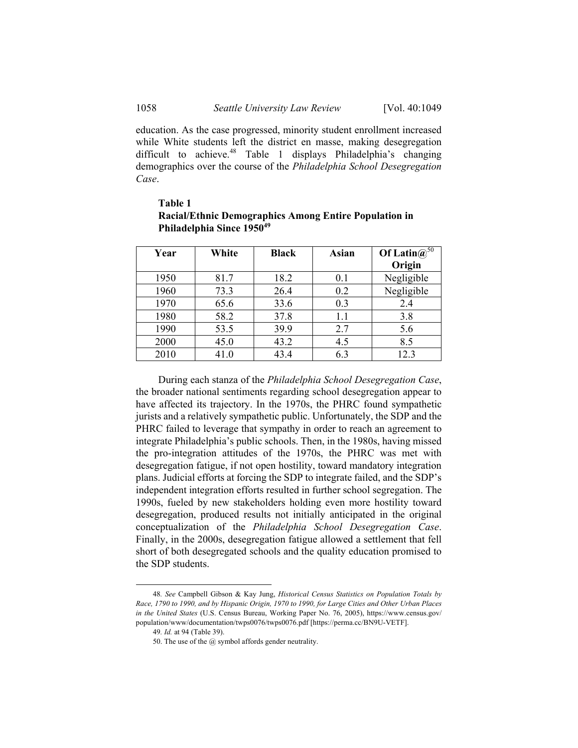education. As the case progressed, minority student enrollment increased while White students left the district en masse, making desegregation difficult to achieve.[48] Table 1 displays Philadelphia's changing demographics over the course of the *Philadelphia School Desegregation Case*.

**Table 1**
**Racial/Ethnic Demographics Among Entire Population in Philadelphia Since 1950[49]**

| Year | White | Black | Asian | Of Latin@[50] Origin |
|---|---|---|---|---|
| 1950 | 81.7 | 18.2 | 0.1 | Negligible |
| 1960 | 73.3 | 26.4 | 0.2 | Negligible |
| 1970 | 65.6 | 33.6 | 0.3 | 2.4 |
| 1980 | 58.2 | 37.8 | 1.1 | 3.8 |
| 1990 | 53.5 | 39.9 | 2.7 | 5.6 |
| 2000 | 45.0 | 43.2 | 4.5 | 8.5 |
| 2010 | 41.0 | 43.4 | 6.3 | 12.3 |

During each stanza of the *Philadelphia School Desegregation Case*, the broader national sentiments regarding school desegregation appear to have affected its trajectory. In the 1970s, the PHRC found sympathetic jurists and a relatively sympathetic public. Unfortunately, the SDP and the PHRC failed to leverage that sympathy in order to reach an agreement to integrate Philadelphia's public schools. Then, in the 1980s, having missed the pro-integration attitudes of the 1970s, the PHRC was met with desegregation fatigue, if not open hostility, toward mandatory integration plans. Judicial efforts at forcing the SDP to integrate failed, and the SDP's independent integration efforts resulted in further school segregation. The 1990s, fueled by new stakeholders holding even more hostility toward desegregation, produced results not initially anticipated in the original conceptualization of the *Philadelphia School Desegregation Case*. Finally, in the 2000s, desegregation fatigue allowed a settlement that fell short of both desegregated schools and the quality education promised to the SDP students.

---

48. *See* Campbell Gibson & Kay Jung, *Historical Census Statistics on Population Totals by Race, 1790 to 1990, and by Hispanic Origin, 1970 to 1990, for Large Cities and Other Urban Places in the United States* (U.S. Census Bureau, Working Paper No. 76, 2005), https://www.census.gov/population/www/documentation/twps0076/twps0076.pdf [https://perma.cc/BN9U-VETF].

49. *Id.* at 94 (Table 39).

50. The use of the @ symbol affords gender neutrality.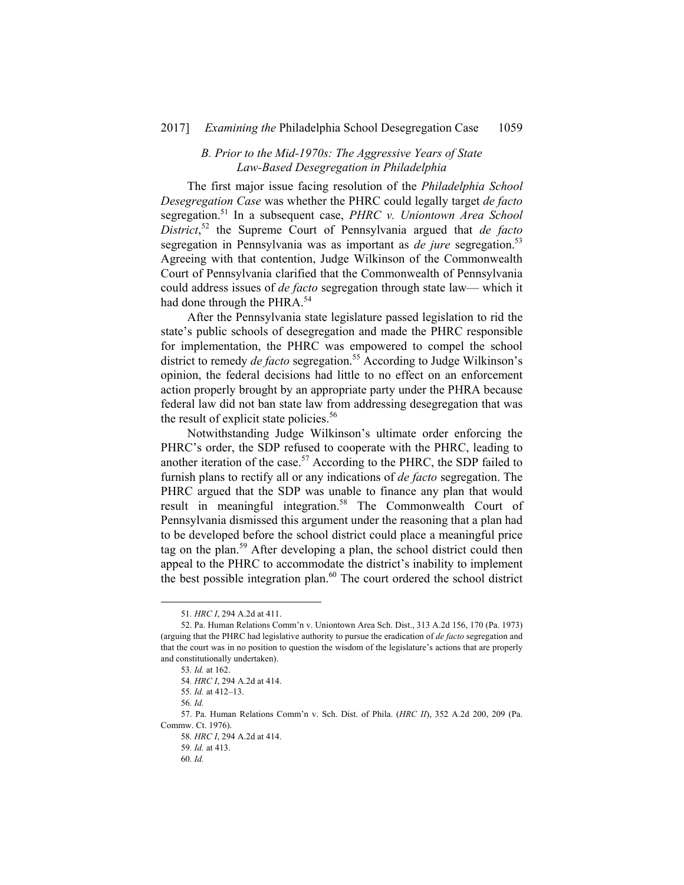### *B. Prior to the Mid-1970s: The Aggressive Years of State Law-Based Desegregation in Philadelphia*

The first major issue facing resolution of the *Philadelphia School Desegregation Case* was whether the PHRC could legally target *de facto* segregation.[51] In a subsequent case, *PHRC v. Uniontown Area School District*,[52] the Supreme Court of Pennsylvania argued that *de facto* segregation in Pennsylvania was as important as *de jure* segregation.[53] Agreeing with that contention, Judge Wilkinson of the Commonwealth Court of Pennsylvania clarified that the Commonwealth of Pennsylvania could address issues of *de facto* segregation through state law— which it had done through the PHRA.[54]

After the Pennsylvania state legislature passed legislation to rid the state's public schools of desegregation and made the PHRC responsible for implementation, the PHRC was empowered to compel the school district to remedy *de facto* segregation.[55] According to Judge Wilkinson's opinion, the federal decisions had little to no effect on an enforcement action properly brought by an appropriate party under the PHRA because federal law did not ban state law from addressing desegregation that was the result of explicit state policies.[56]

Notwithstanding Judge Wilkinson's ultimate order enforcing the PHRC's order, the SDP refused to cooperate with the PHRC, leading to another iteration of the case.[57] According to the PHRC, the SDP failed to furnish plans to rectify all or any indications of *de facto* segregation. The PHRC argued that the SDP was unable to finance any plan that would result in meaningful integration.[58] The Commonwealth Court of Pennsylvania dismissed this argument under the reasoning that a plan had to be developed before the school district could place a meaningful price tag on the plan.[59] After developing a plan, the school district could then appeal to the PHRC to accommodate the district's inability to implement the best possible integration plan.[60] The court ordered the school district

---

51. *HRC I*, 294 A.2d at 411.

52. Pa. Human Relations Comm'n v. Uniontown Area Sch. Dist., 313 A.2d 156, 170 (Pa. 1973) (arguing that the PHRC had legislative authority to pursue the eradication of *de facto* segregation and that the court was in no position to question the wisdom of the legislature's actions that are properly and constitutionally undertaken).

53. *Id.* at 162.

54. *HRC I*, 294 A.2d at 414.

55. *Id.* at 412–13.

56. *Id.*

57. Pa. Human Relations Comm'n v. Sch. Dist. of Phila. (*HRC II*), 352 A.2d 200, 209 (Pa. Commw. Ct. 1976).

58. *HRC I*, 294 A.2d at 414.

59. *Id.* at 413.

60. *Id.*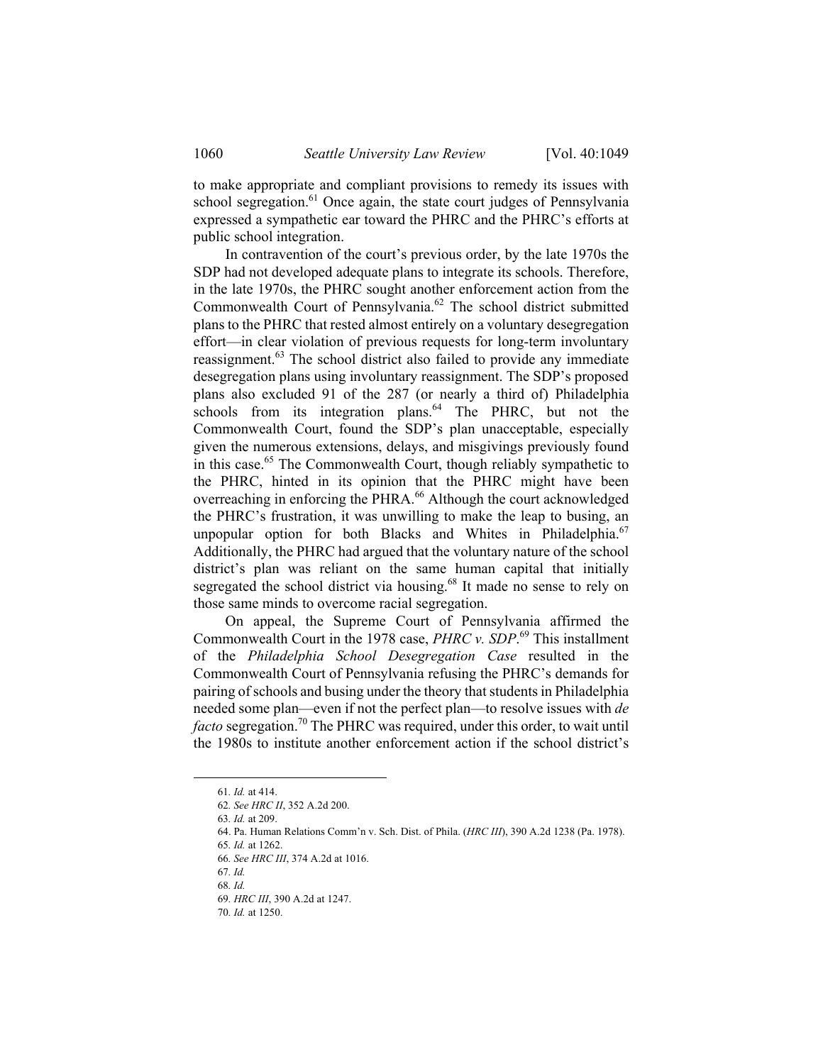to make appropriate and compliant provisions to remedy its issues with school segregation.[61] Once again, the state court judges of Pennsylvania expressed a sympathetic ear toward the PHRC and the PHRC's efforts at public school integration.

In contravention of the court's previous order, by the late 1970s the SDP had not developed adequate plans to integrate its schools. Therefore, in the late 1970s, the PHRC sought another enforcement action from the Commonwealth Court of Pennsylvania.[62] The school district submitted plans to the PHRC that rested almost entirely on a voluntary desegregation effort—in clear violation of previous requests for long-term involuntary reassignment.[63] The school district also failed to provide any immediate desegregation plans using involuntary reassignment. The SDP's proposed plans also excluded 91 of the 287 (or nearly a third of) Philadelphia schools from its integration plans.[64] The PHRC, but not the Commonwealth Court, found the SDP's plan unacceptable, especially given the numerous extensions, delays, and misgivings previously found in this case.[65] The Commonwealth Court, though reliably sympathetic to the PHRC, hinted in its opinion that the PHRC might have been overreaching in enforcing the PHRA.[66] Although the court acknowledged the PHRC's frustration, it was unwilling to make the leap to busing, an unpopular option for both Blacks and Whites in Philadelphia.[67] Additionally, the PHRC had argued that the voluntary nature of the school district's plan was reliant on the same human capital that initially segregated the school district via housing.[68] It made no sense to rely on those same minds to overcome racial segregation.

On appeal, the Supreme Court of Pennsylvania affirmed the Commonwealth Court in the 1978 case, *PHRC v. SDP*.[69] This installment of the *Philadelphia School Desegregation Case* resulted in the Commonwealth Court of Pennsylvania refusing the PHRC's demands for pairing of schools and busing under the theory that students in Philadelphia needed some plan—even if not the perfect plan—to resolve issues with *de facto* segregation.[70] The PHRC was required, under this order, to wait until the 1980s to institute another enforcement action if the school district's

---

61. *Id.* at 414.
62. *See HRC II*, 352 A.2d 200.
63. *Id.* at 209.
64. Pa. Human Relations Comm'n v. Sch. Dist. of Phila. (*HRC III*), 390 A.2d 1238 (Pa. 1978).
65. *Id.* at 1262.
66. *See HRC III*, 374 A.2d at 1016.
67. *Id.*
68. *Id.*
69. *HRC III*, 390 A.2d at 1247.
70. *Id.* at 1250.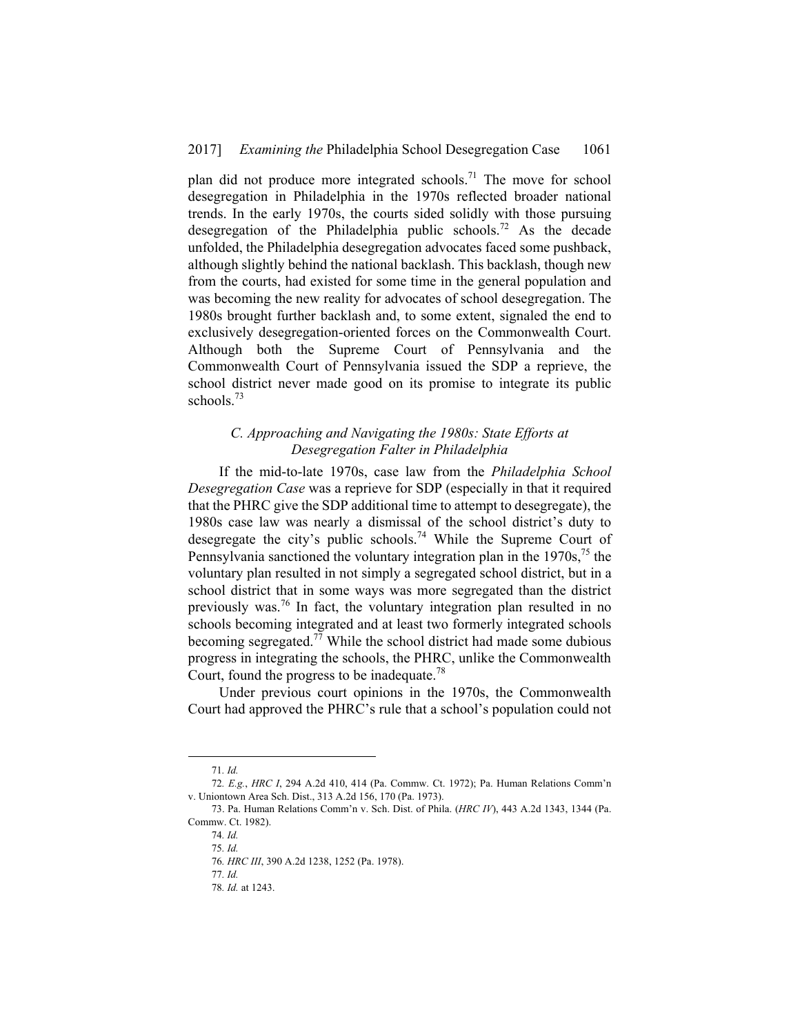plan did not produce more integrated schools.[71] The move for school desegregation in Philadelphia in the 1970s reflected broader national trends. In the early 1970s, the courts sided solidly with those pursuing desegregation of the Philadelphia public schools.[72] As the decade unfolded, the Philadelphia desegregation advocates faced some pushback, although slightly behind the national backlash. This backlash, though new from the courts, had existed for some time in the general population and was becoming the new reality for advocates of school desegregation. The 1980s brought further backlash and, to some extent, signaled the end to exclusively desegregation-oriented forces on the Commonwealth Court. Although both the Supreme Court of Pennsylvania and the Commonwealth Court of Pennsylvania issued the SDP a reprieve, the school district never made good on its promise to integrate its public schools.[73]

### *C. Approaching and Navigating the 1980s: State Efforts at Desegregation Falter in Philadelphia*

If the mid-to-late 1970s, case law from the *Philadelphia School Desegregation Case* was a reprieve for SDP (especially in that it required that the PHRC give the SDP additional time to attempt to desegregate), the 1980s case law was nearly a dismissal of the school district's duty to desegregate the city's public schools.[74] While the Supreme Court of Pennsylvania sanctioned the voluntary integration plan in the 1970s,[75] the voluntary plan resulted in not simply a segregated school district, but in a school district that in some ways was more segregated than the district previously was.[76] In fact, the voluntary integration plan resulted in no schools becoming integrated and at least two formerly integrated schools becoming segregated.[77] While the school district had made some dubious progress in integrating the schools, the PHRC, unlike the Commonwealth Court, found the progress to be inadequate.[78]

Under previous court opinions in the 1970s, the Commonwealth Court had approved the PHRC's rule that a school's population could not

---

71. *Id.*

72. *E.g.*, *HRC I*, 294 A.2d 410, 414 (Pa. Commw. Ct. 1972); Pa. Human Relations Comm'n v. Uniontown Area Sch. Dist., 313 A.2d 156, 170 (Pa. 1973).

73. Pa. Human Relations Comm'n v. Sch. Dist. of Phila. (*HRC IV*), 443 A.2d 1343, 1344 (Pa. Commw. Ct. 1982).

74. *Id.*

75. *Id.*

76. *HRC III*, 390 A.2d 1238, 1252 (Pa. 1978).

77. *Id.*

78. *Id.* at 1243.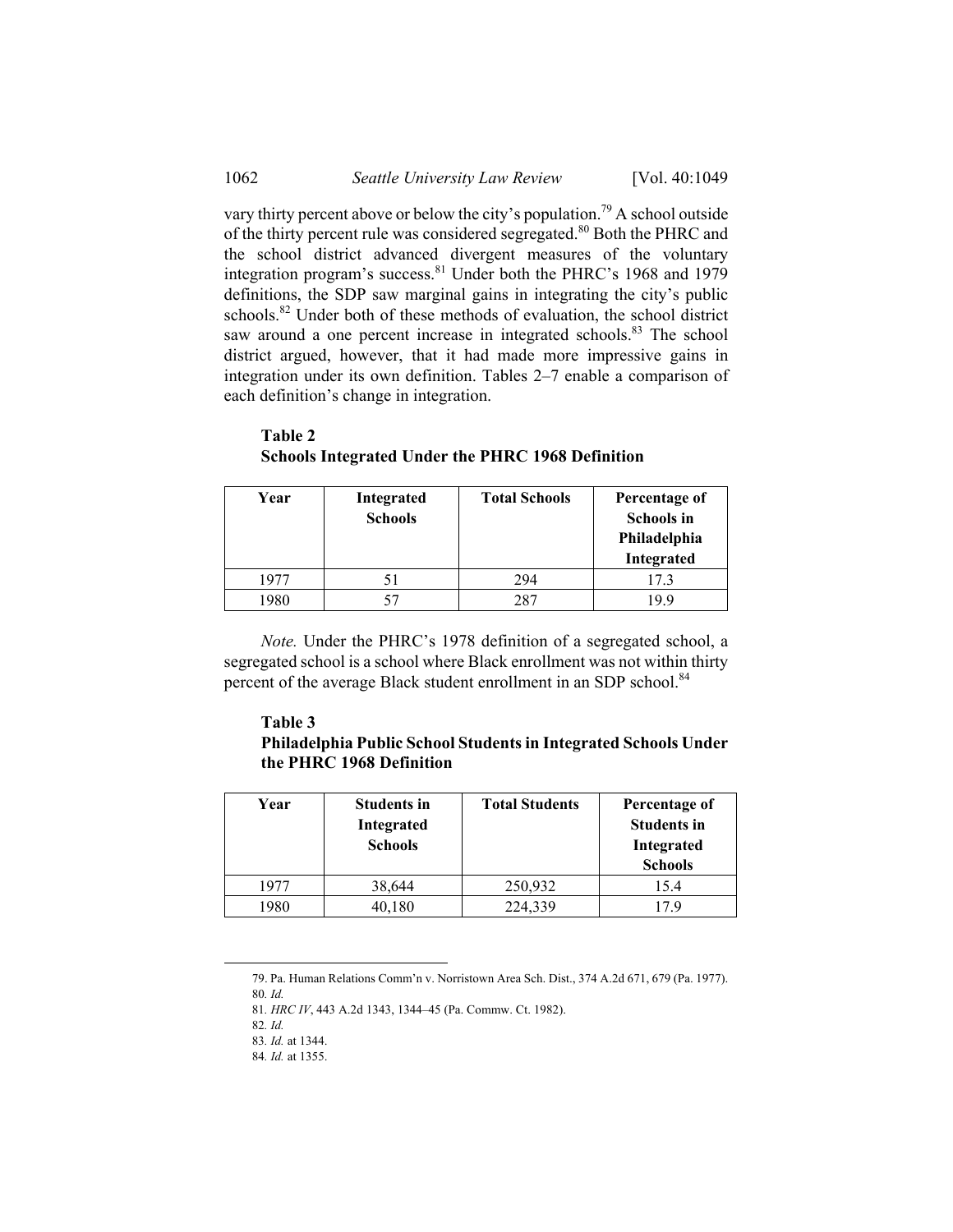vary thirty percent above or below the city's population.[79] A school outside of the thirty percent rule was considered segregated.[80] Both the PHRC and the school district advanced divergent measures of the voluntary integration program's success.[81] Under both the PHRC's 1968 and 1979 definitions, the SDP saw marginal gains in integrating the city's public schools.[82] Under both of these methods of evaluation, the school district saw around a one percent increase in integrated schools.[83] The school district argued, however, that it had made more impressive gains in integration under its own definition. Tables 2–7 enable a comparison of each definition's change in integration.

**Table 2**
**Schools Integrated Under the PHRC 1968 Definition**

| Year | Integrated Schools | Total Schools | Percentage of Schools in Philadelphia Integrated |
|---|---|---|---|
| 1977 | 51 | 294 | 17.3 |
| 1980 | 57 | 287 | 19.9 |

*Note.* Under the PHRC's 1978 definition of a segregated school, a segregated school is a school where Black enrollment was not within thirty percent of the average Black student enrollment in an SDP school.[84]

**Table 3**
**Philadelphia Public School Students in Integrated Schools Under the PHRC 1968 Definition**

| Year | Students in Integrated Schools | Total Students | Percentage of Students in Integrated Schools |
|---|---|---|---|
| 1977 | 38,644 | 250,932 | 15.4 |
| 1980 | 40,180 | 224,339 | 17.9 |

79. Pa. Human Relations Comm'n v. Norristown Area Sch. Dist., 374 A.2d 671, 679 (Pa. 1977).
80. *Id.*
81. *HRC IV*, 443 A.2d 1343, 1344–45 (Pa. Commw. Ct. 1982).
82. *Id.*
83. *Id.* at 1344.
84. *Id.* at 1355.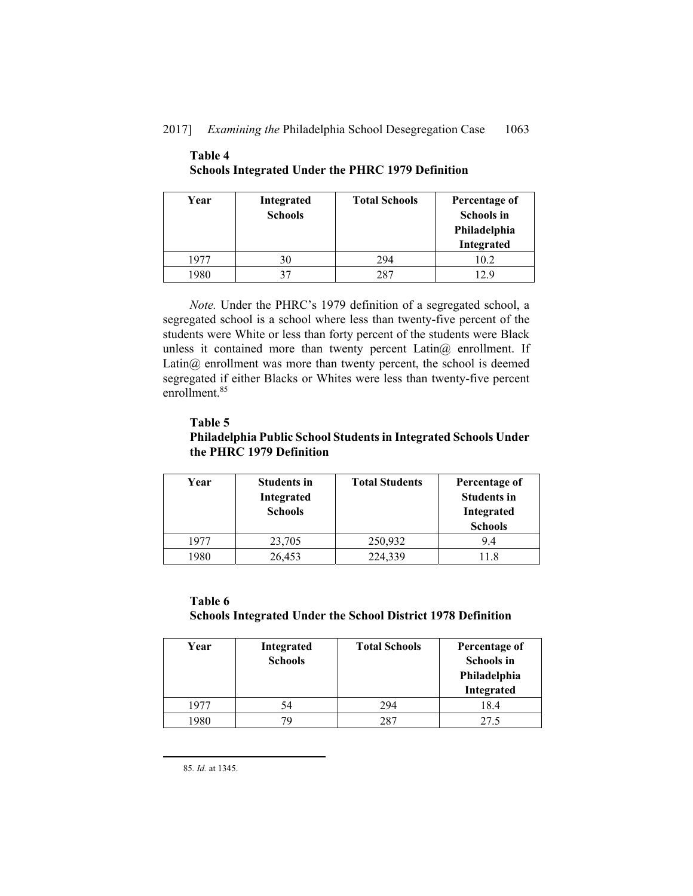**Table 4**
**Schools Integrated Under the PHRC 1979 Definition**

| Year | Integrated Schools | Total Schools | Percentage of Schools in Philadelphia Integrated |
|---|---|---|---|
| 1977 | 30 | 294 | 10.2 |
| 1980 | 37 | 287 | 12.9 |

*Note.* Under the PHRC's 1979 definition of a segregated school, a segregated school is a school where less than twenty-five percent of the students were White or less than forty percent of the students were Black unless it contained more than twenty percent Latin@ enrollment. If Latin@ enrollment was more than twenty percent, the school is deemed segregated if either Blacks or Whites were less than twenty-five percent enrollment.[85]

**Table 5**
**Philadelphia Public School Students in Integrated Schools Under the PHRC 1979 Definition**

| Year | Students in Integrated Schools | Total Students | Percentage of Students in Integrated Schools |
|---|---|---|---|
| 1977 | 23,705 | 250,932 | 9.4 |
| 1980 | 26,453 | 224,339 | 11.8 |

**Table 6**
**Schools Integrated Under the School District 1978 Definition**

| Year | Integrated Schools | Total Schools | Percentage of Schools in Philadelphia Integrated |
|---|---|---|---|
| 1977 | 54 | 294 | 18.4 |
| 1980 | 79 | 287 | 27.5 |

85. *Id.* at 1345.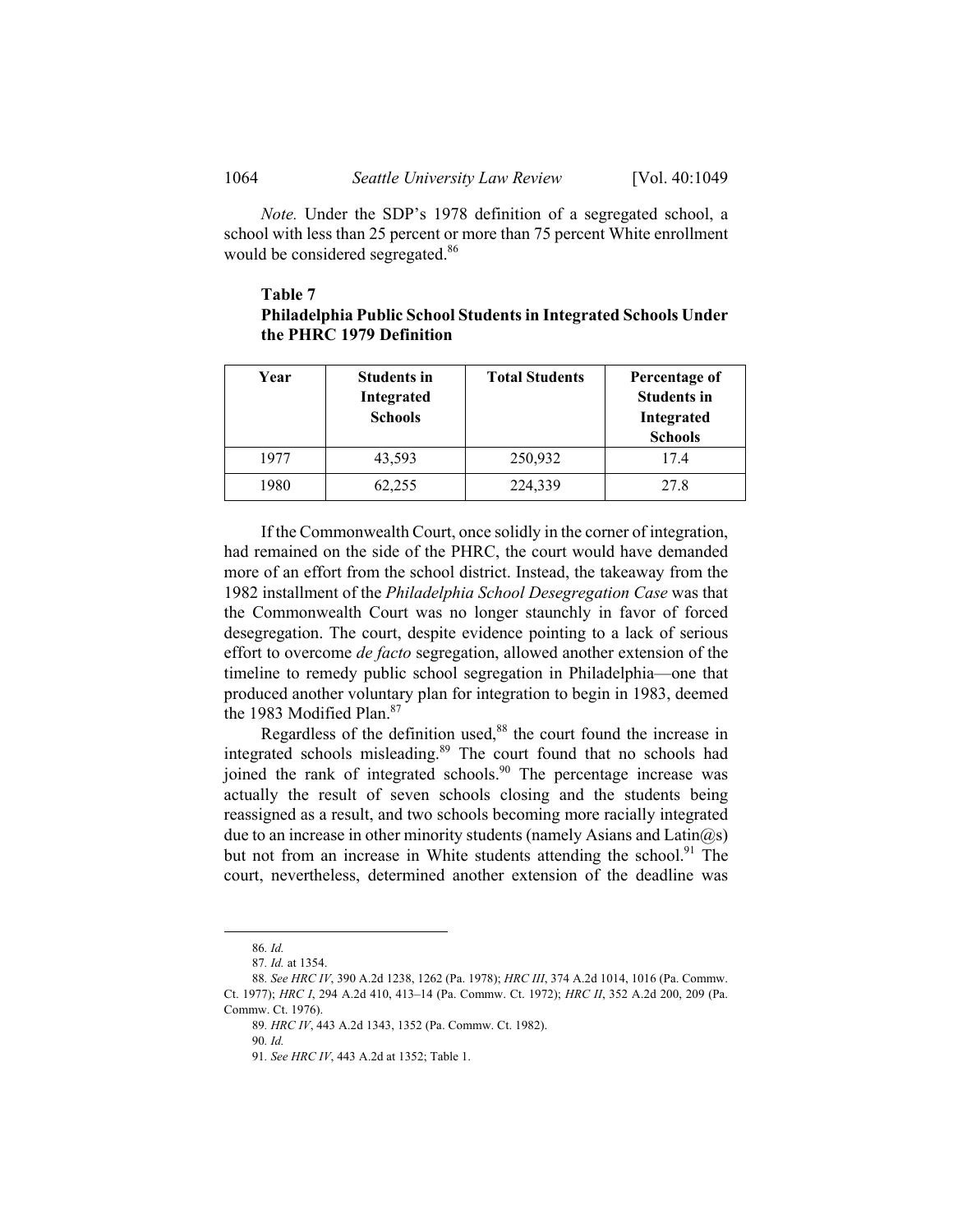*Note.* Under the SDP's 1978 definition of a segregated school, a school with less than 25 percent or more than 75 percent White enrollment would be considered segregated.[86]

**Table 7**
**Philadelphia Public School Students in Integrated Schools Under the PHRC 1979 Definition**

| Year | Students in Integrated Schools | Total Students | Percentage of Students in Integrated Schools |
|---|---|---|---|
| 1977 | 43,593 | 250,932 | 17.4 |
| 1980 | 62,255 | 224,339 | 27.8 |

If the Commonwealth Court, once solidly in the corner of integration, had remained on the side of the PHRC, the court would have demanded more of an effort from the school district. Instead, the takeaway from the 1982 installment of the *Philadelphia School Desegregation Case* was that the Commonwealth Court was no longer staunchly in favor of forced desegregation. The court, despite evidence pointing to a lack of serious effort to overcome *de facto* segregation, allowed another extension of the timeline to remedy public school segregation in Philadelphia—one that produced another voluntary plan for integration to begin in 1983, deemed the 1983 Modified Plan.[87]

Regardless of the definition used,[88] the court found the increase in integrated schools misleading.[89] The court found that no schools had joined the rank of integrated schools.[90] The percentage increase was actually the result of seven schools closing and the students being reassigned as a result, and two schools becoming more racially integrated due to an increase in other minority students (namely Asians and Latin@s) but not from an increase in White students attending the school.[91] The court, nevertheless, determined another extension of the deadline was

86. *Id.*

87. *Id.* at 1354.

88. *See HRC IV*, 390 A.2d 1238, 1262 (Pa. 1978); *HRC III*, 374 A.2d 1014, 1016 (Pa. Commw. Ct. 1977); *HRC I*, 294 A.2d 410, 413–14 (Pa. Commw. Ct. 1972); *HRC II*, 352 A.2d 200, 209 (Pa. Commw. Ct. 1976).

89. *HRC IV*, 443 A.2d 1343, 1352 (Pa. Commw. Ct. 1982).

90. *Id.*

91. *See HRC IV*, 443 A.2d at 1352; Table 1.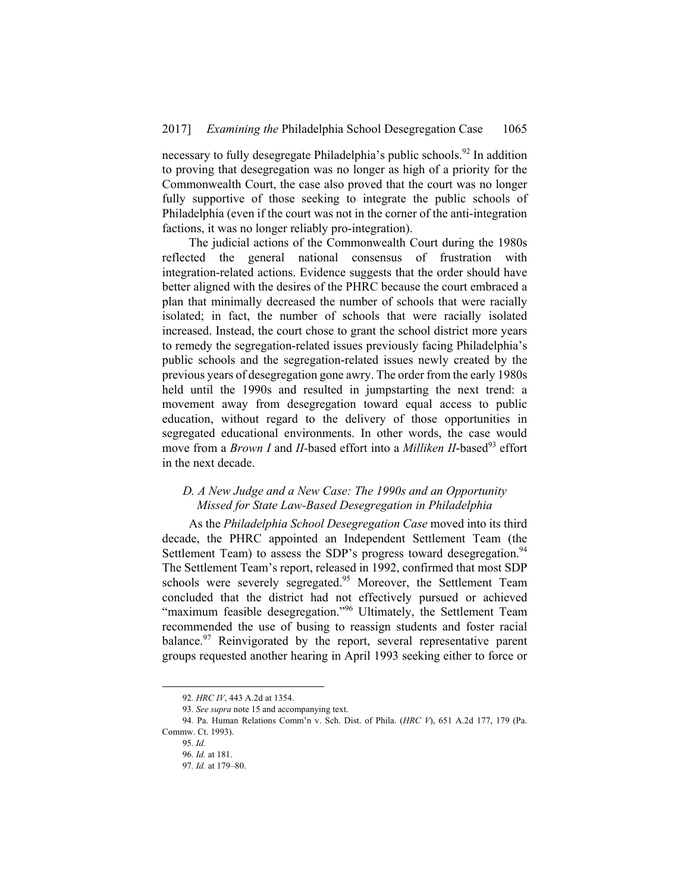necessary to fully desegregate Philadelphia's public schools.[92] In addition to proving that desegregation was no longer as high of a priority for the Commonwealth Court, the case also proved that the court was no longer fully supportive of those seeking to integrate the public schools of Philadelphia (even if the court was not in the corner of the anti-integration factions, it was no longer reliably pro-integration).

The judicial actions of the Commonwealth Court during the 1980s reflected the general national consensus of frustration with integration-related actions. Evidence suggests that the order should have better aligned with the desires of the PHRC because the court embraced a plan that minimally decreased the number of schools that were racially isolated; in fact, the number of schools that were racially isolated increased. Instead, the court chose to grant the school district more years to remedy the segregation-related issues previously facing Philadelphia's public schools and the segregation-related issues newly created by the previous years of desegregation gone awry. The order from the early 1980s held until the 1990s and resulted in jumpstarting the next trend: a movement away from desegregation toward equal access to public education, without regard to the delivery of those opportunities in segregated educational environments. In other words, the case would move from a *Brown I* and *II*-based effort into a *Milliken II*-based[93] effort in the next decade.

### *D. A New Judge and a New Case: The 1990s and an Opportunity Missed for State Law-Based Desegregation in Philadelphia*

As the *Philadelphia School Desegregation Case* moved into its third decade, the PHRC appointed an Independent Settlement Team (the Settlement Team) to assess the SDP's progress toward desegregation.[94] The Settlement Team's report, released in 1992, confirmed that most SDP schools were severely segregated.[95] Moreover, the Settlement Team concluded that the district had not effectively pursued or achieved "maximum feasible desegregation."[96] Ultimately, the Settlement Team recommended the use of busing to reassign students and foster racial balance.[97] Reinvigorated by the report, several representative parent groups requested another hearing in April 1993 seeking either to force or

---

92. *HRC IV*, 443 A.2d at 1354.

93. *See supra* note 15 and accompanying text.

94. Pa. Human Relations Comm'n v. Sch. Dist. of Phila. (*HRC V*), 651 A.2d 177, 179 (Pa. Commw. Ct. 1993).

95. *Id.*

96. *Id.* at 181.

97. *Id.* at 179–80.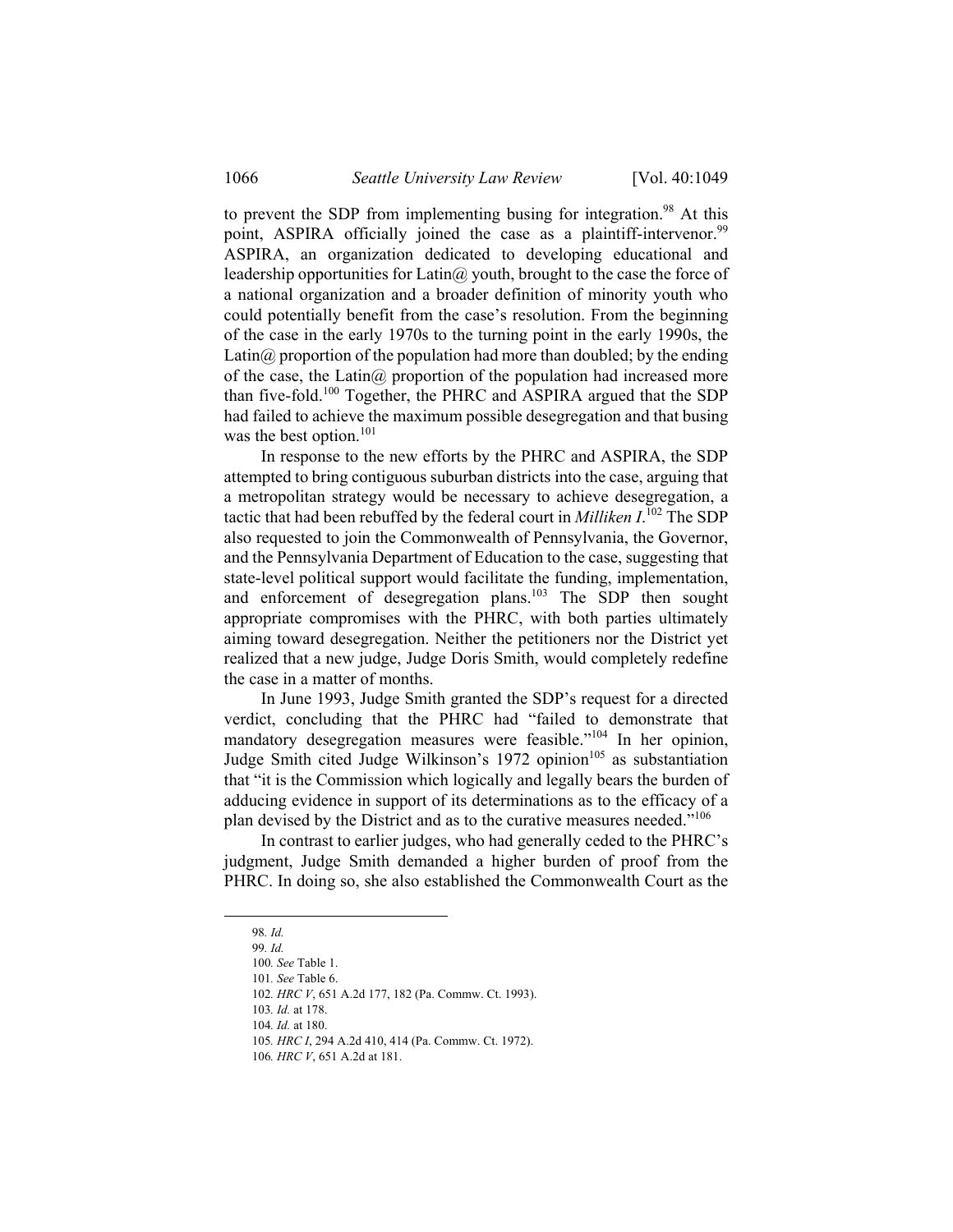to prevent the SDP from implementing busing for integration.[98] At this point, ASPIRA officially joined the case as a plaintiff-intervenor.[99] ASPIRA, an organization dedicated to developing educational and leadership opportunities for Latin@ youth, brought to the case the force of a national organization and a broader definition of minority youth who could potentially benefit from the case's resolution. From the beginning of the case in the early 1970s to the turning point in the early 1990s, the Latin@ proportion of the population had more than doubled; by the ending of the case, the Latin@ proportion of the population had increased more than five-fold.[100] Together, the PHRC and ASPIRA argued that the SDP had failed to achieve the maximum possible desegregation and that busing was the best option.[101]

In response to the new efforts by the PHRC and ASPIRA, the SDP attempted to bring contiguous suburban districts into the case, arguing that a metropolitan strategy would be necessary to achieve desegregation, a tactic that had been rebuffed by the federal court in *Milliken I*.[102] The SDP also requested to join the Commonwealth of Pennsylvania, the Governor, and the Pennsylvania Department of Education to the case, suggesting that state-level political support would facilitate the funding, implementation, and enforcement of desegregation plans.[103] The SDP then sought appropriate compromises with the PHRC, with both parties ultimately aiming toward desegregation. Neither the petitioners nor the District yet realized that a new judge, Judge Doris Smith, would completely redefine the case in a matter of months.

In June 1993, Judge Smith granted the SDP's request for a directed verdict, concluding that the PHRC had "failed to demonstrate that mandatory desegregation measures were feasible."[104] In her opinion, Judge Smith cited Judge Wilkinson's 1972 opinion[105] as substantiation that "it is the Commission which logically and legally bears the burden of adducing evidence in support of its determinations as to the efficacy of a plan devised by the District and as to the curative measures needed."[106]

In contrast to earlier judges, who had generally ceded to the PHRC's judgment, Judge Smith demanded a higher burden of proof from the PHRC. In doing so, she also established the Commonwealth Court as the

---

98. *Id.*

99. *Id.*

100. *See* Table 1.

101. *See* Table 6.

102. *HRC V*, 651 A.2d 177, 182 (Pa. Commw. Ct. 1993).

103. *Id.* at 178.

104. *Id.* at 180.

105. *HRC I*, 294 A.2d 410, 414 (Pa. Commw. Ct. 1972).

106. *HRC V*, 651 A.2d at 181.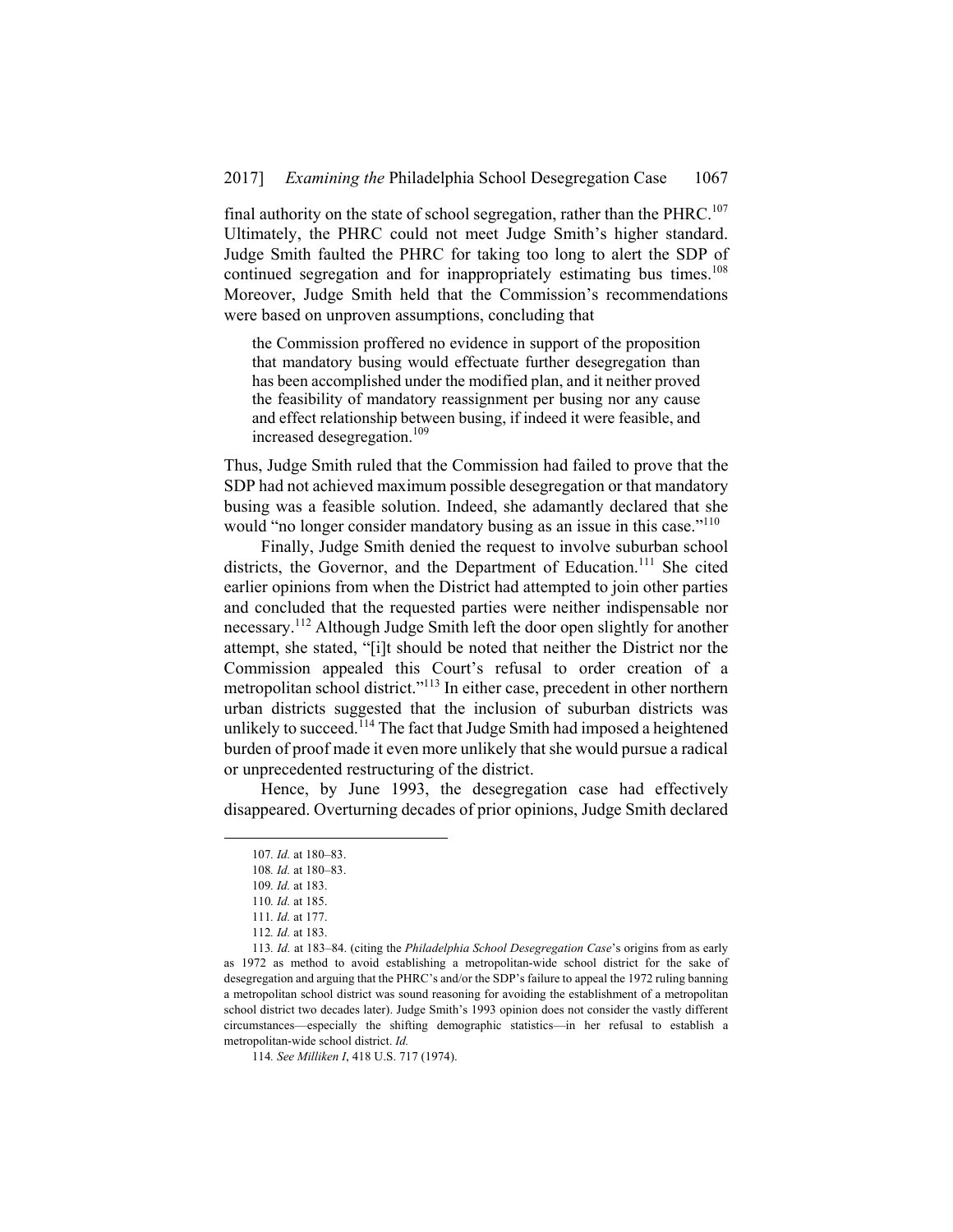final authority on the state of school segregation, rather than the PHRC.[107] Ultimately, the PHRC could not meet Judge Smith's higher standard. Judge Smith faulted the PHRC for taking too long to alert the SDP of continued segregation and for inappropriately estimating bus times.[108] Moreover, Judge Smith held that the Commission's recommendations were based on unproven assumptions, concluding that

> the Commission proffered no evidence in support of the proposition that mandatory busing would effectuate further desegregation than has been accomplished under the modified plan, and it neither proved the feasibility of mandatory reassignment per busing nor any cause and effect relationship between busing, if indeed it were feasible, and increased desegregation.[109]

Thus, Judge Smith ruled that the Commission had failed to prove that the SDP had not achieved maximum possible desegregation or that mandatory busing was a feasible solution. Indeed, she adamantly declared that she would "no longer consider mandatory busing as an issue in this case."[110]

Finally, Judge Smith denied the request to involve suburban school districts, the Governor, and the Department of Education.[111] She cited earlier opinions from when the District had attempted to join other parties and concluded that the requested parties were neither indispensable nor necessary.[112] Although Judge Smith left the door open slightly for another attempt, she stated, "[i]t should be noted that neither the District nor the Commission appealed this Court's refusal to order creation of a metropolitan school district."[113] In either case, precedent in other northern urban districts suggested that the inclusion of suburban districts was unlikely to succeed.[114] The fact that Judge Smith had imposed a heightened burden of proof made it even more unlikely that she would pursue a radical or unprecedented restructuring of the district.

Hence, by June 1993, the desegregation case had effectively disappeared. Overturning decades of prior opinions, Judge Smith declared

---

107. *Id.* at 180–83.

108. *Id.* at 180–83.

109. *Id.* at 183.

110. *Id.* at 185.

111. *Id.* at 177.

112. *Id.* at 183.

113. *Id.* at 183–84. (citing the *Philadelphia School Desegregation Case*'s origins from as early as 1972 as method to avoid establishing a metropolitan-wide school district for the sake of desegregation and arguing that the PHRC's and/or the SDP's failure to appeal the 1972 ruling banning a metropolitan school district was sound reasoning for avoiding the establishment of a metropolitan school district two decades later). Judge Smith's 1993 opinion does not consider the vastly different circumstances—especially the shifting demographic statistics—in her refusal to establish a metropolitan-wide school district. *Id.*

114. *See Milliken I*, 418 U.S. 717 (1974).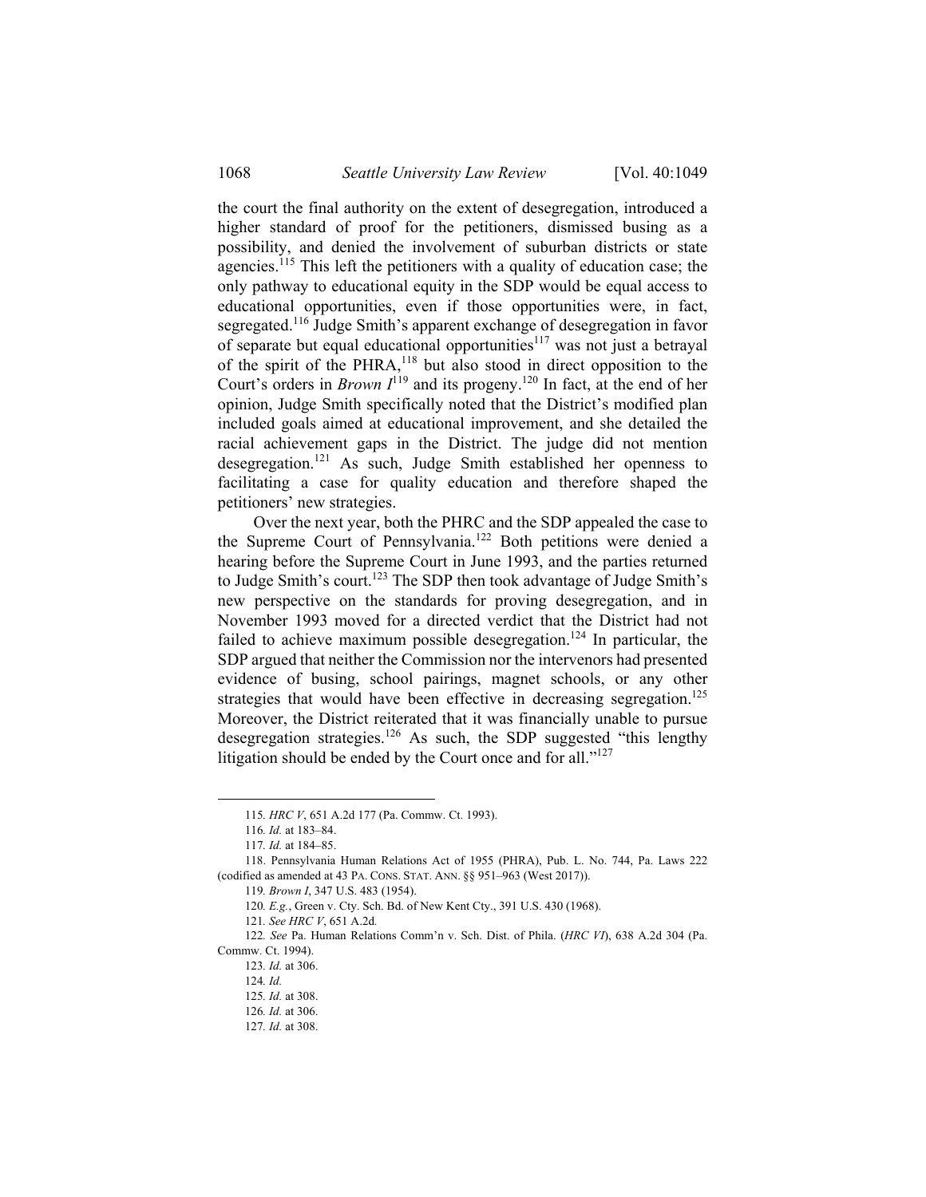the court the final authority on the extent of desegregation, introduced a higher standard of proof for the petitioners, dismissed busing as a possibility, and denied the involvement of suburban districts or state agencies.[115] This left the petitioners with a quality of education case; the only pathway to educational equity in the SDP would be equal access to educational opportunities, even if those opportunities were, in fact, segregated.[116] Judge Smith's apparent exchange of desegregation in favor of separate but equal educational opportunities[117] was not just a betrayal of the spirit of the PHRA,[118] but also stood in direct opposition to the Court's orders in *Brown I*[119] and its progeny.[120] In fact, at the end of her opinion, Judge Smith specifically noted that the District's modified plan included goals aimed at educational improvement, and she detailed the racial achievement gaps in the District. The judge did not mention desegregation.[121] As such, Judge Smith established her openness to facilitating a case for quality education and therefore shaped the petitioners' new strategies.

Over the next year, both the PHRC and the SDP appealed the case to the Supreme Court of Pennsylvania.[122] Both petitions were denied a hearing before the Supreme Court in June 1993, and the parties returned to Judge Smith's court.[123] The SDP then took advantage of Judge Smith's new perspective on the standards for proving desegregation, and in November 1993 moved for a directed verdict that the District had not failed to achieve maximum possible desegregation.[124] In particular, the SDP argued that neither the Commission nor the intervenors had presented evidence of busing, school pairings, magnet schools, or any other strategies that would have been effective in decreasing segregation.[125] Moreover, the District reiterated that it was financially unable to pursue desegregation strategies.[126] As such, the SDP suggested "this lengthy litigation should be ended by the Court once and for all."[127]

115. *HRC V*, 651 A.2d 177 (Pa. Commw. Ct. 1993).

116. *Id.* at 183–84.

117. *Id.* at 184–85.

118. Pennsylvania Human Relations Act of 1955 (PHRA), Pub. L. No. 744, Pa. Laws 222 (codified as amended at 43 PA. CONS. STAT. ANN. §§ 951–963 (West 2017)).

119. *Brown I*, 347 U.S. 483 (1954).

120. *E.g.*, Green v. Cty. Sch. Bd. of New Kent Cty., 391 U.S. 430 (1968).

121. *See HRC V*, 651 A.2d.

122. *See* Pa. Human Relations Comm'n v. Sch. Dist. of Phila. (*HRC VI*), 638 A.2d 304 (Pa. Commw. Ct. 1994).

123. *Id.* at 306.

124. *Id.*

125. *Id.* at 308.

126. *Id.* at 306.

127. *Id.* at 308.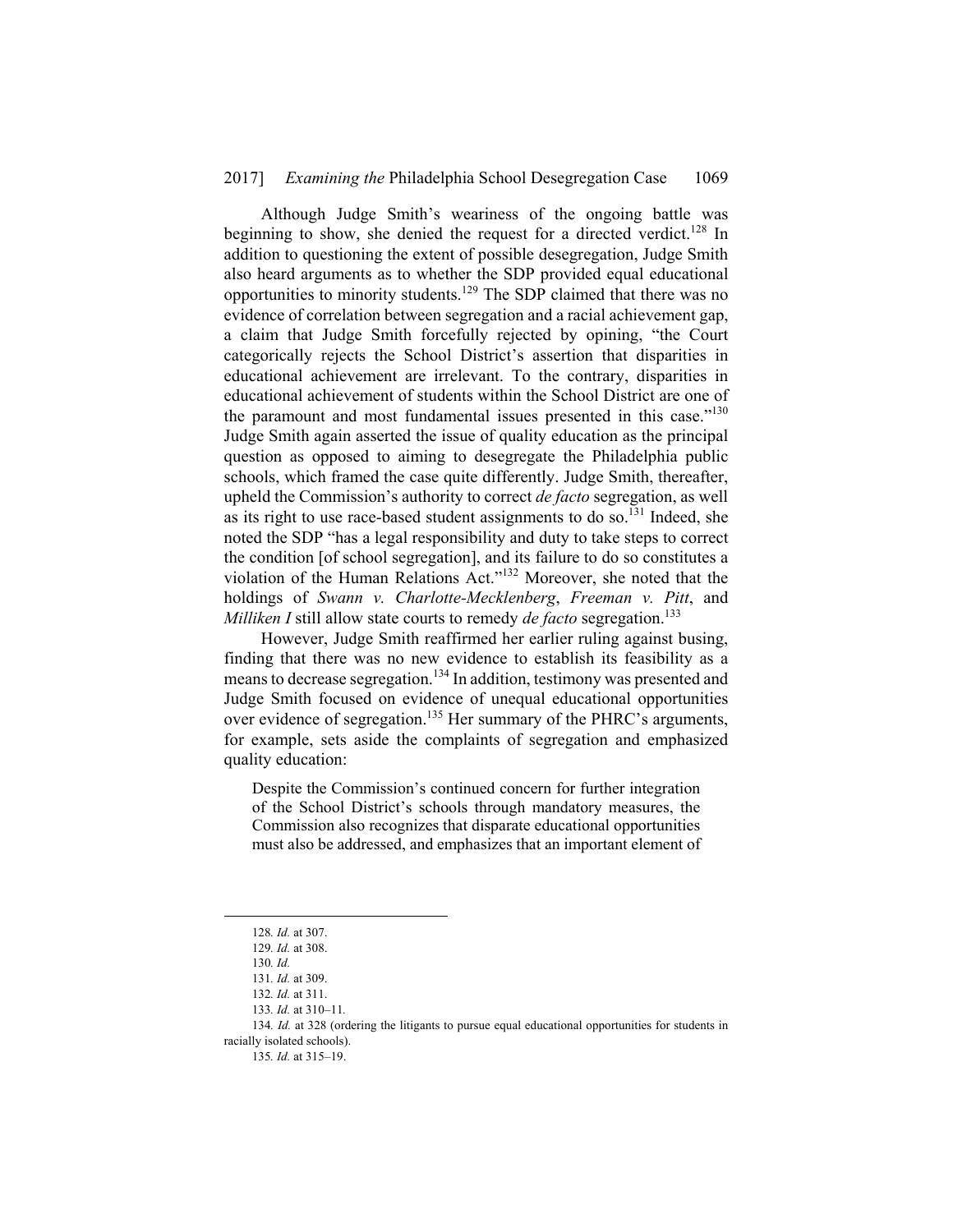Although Judge Smith's weariness of the ongoing battle was beginning to show, she denied the request for a directed verdict.[128] In addition to questioning the extent of possible desegregation, Judge Smith also heard arguments as to whether the SDP provided equal educational opportunities to minority students.[129] The SDP claimed that there was no evidence of correlation between segregation and a racial achievement gap, a claim that Judge Smith forcefully rejected by opining, "the Court categorically rejects the School District's assertion that disparities in educational achievement are irrelevant. To the contrary, disparities in educational achievement of students within the School District are one of the paramount and most fundamental issues presented in this case."[130] Judge Smith again asserted the issue of quality education as the principal question as opposed to aiming to desegregate the Philadelphia public schools, which framed the case quite differently. Judge Smith, thereafter, upheld the Commission's authority to correct *de facto* segregation, as well as its right to use race-based student assignments to do so.[131] Indeed, she noted the SDP "has a legal responsibility and duty to take steps to correct the condition [of school segregation], and its failure to do so constitutes a violation of the Human Relations Act."[132] Moreover, she noted that the holdings of *Swann v. Charlotte-Mecklenberg*, *Freeman v. Pitt*, and *Milliken I* still allow state courts to remedy *de facto* segregation.[133]

However, Judge Smith reaffirmed her earlier ruling against busing, finding that there was no new evidence to establish its feasibility as a means to decrease segregation.[134] In addition, testimony was presented and Judge Smith focused on evidence of unequal educational opportunities over evidence of segregation.[135] Her summary of the PHRC's arguments, for example, sets aside the complaints of segregation and emphasized quality education:

> Despite the Commission's continued concern for further integration of the School District's schools through mandatory measures, the Commission also recognizes that disparate educational opportunities must also be addressed, and emphasizes that an important element of

---

128. *Id.* at 307.

129. *Id.* at 308.

130. *Id.*

131. *Id.* at 309.

132. *Id.* at 311.

133. *Id.* at 310–11.

134. *Id.* at 328 (ordering the litigants to pursue equal educational opportunities for students in racially isolated schools).

135. *Id.* at 315–19.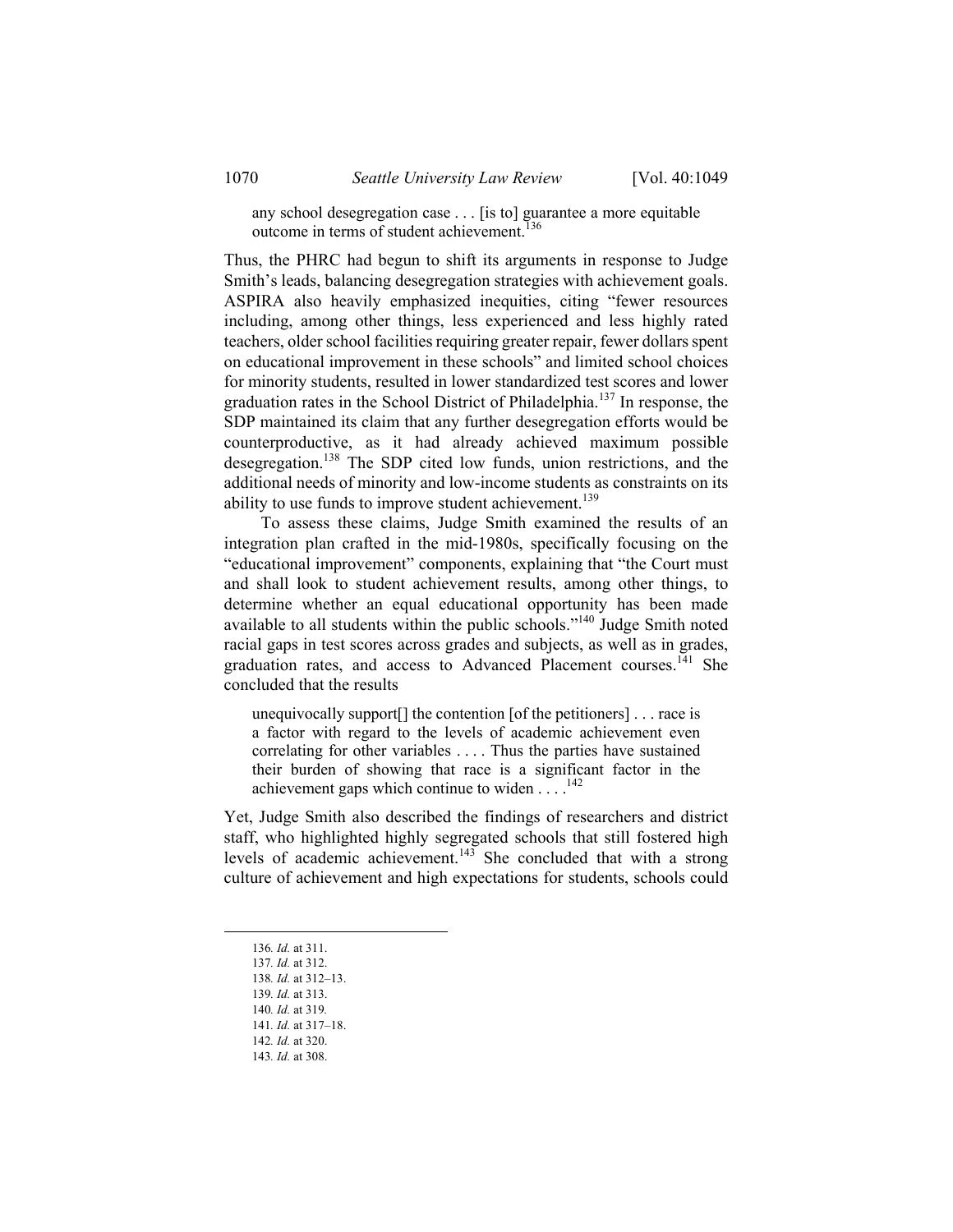> any school desegregation case . . . [is to] guarantee a more equitable outcome in terms of student achievement.[136]

Thus, the PHRC had begun to shift its arguments in response to Judge Smith's leads, balancing desegregation strategies with achievement goals. ASPIRA also heavily emphasized inequities, citing "fewer resources including, among other things, less experienced and less highly rated teachers, older school facilities requiring greater repair, fewer dollars spent on educational improvement in these schools" and limited school choices for minority students, resulted in lower standardized test scores and lower graduation rates in the School District of Philadelphia.[137] In response, the SDP maintained its claim that any further desegregation efforts would be counterproductive, as it had already achieved maximum possible desegregation.[138] The SDP cited low funds, union restrictions, and the additional needs of minority and low-income students as constraints on its ability to use funds to improve student achievement.[139]

To assess these claims, Judge Smith examined the results of an integration plan crafted in the mid-1980s, specifically focusing on the "educational improvement" components, explaining that "the Court must and shall look to student achievement results, among other things, to determine whether an equal educational opportunity has been made available to all students within the public schools."[140] Judge Smith noted racial gaps in test scores across grades and subjects, as well as in grades, graduation rates, and access to Advanced Placement courses.[141] She concluded that the results

> unequivocally support[] the contention [of the petitioners] . . . race is a factor with regard to the levels of academic achievement even correlating for other variables . . . . Thus the parties have sustained their burden of showing that race is a significant factor in the achievement gaps which continue to widen . . . .[142]

Yet, Judge Smith also described the findings of researchers and district staff, who highlighted highly segregated schools that still fostered high levels of academic achievement.[143] She concluded that with a strong culture of achievement and high expectations for students, schools could

---

136. *Id.* at 311.

137. *Id.* at 312.

138. *Id.* at 312–13.

139. *Id.* at 313.

140. *Id.* at 319.

141. *Id.* at 317–18.

142. *Id.* at 320.

143. *Id.* at 308.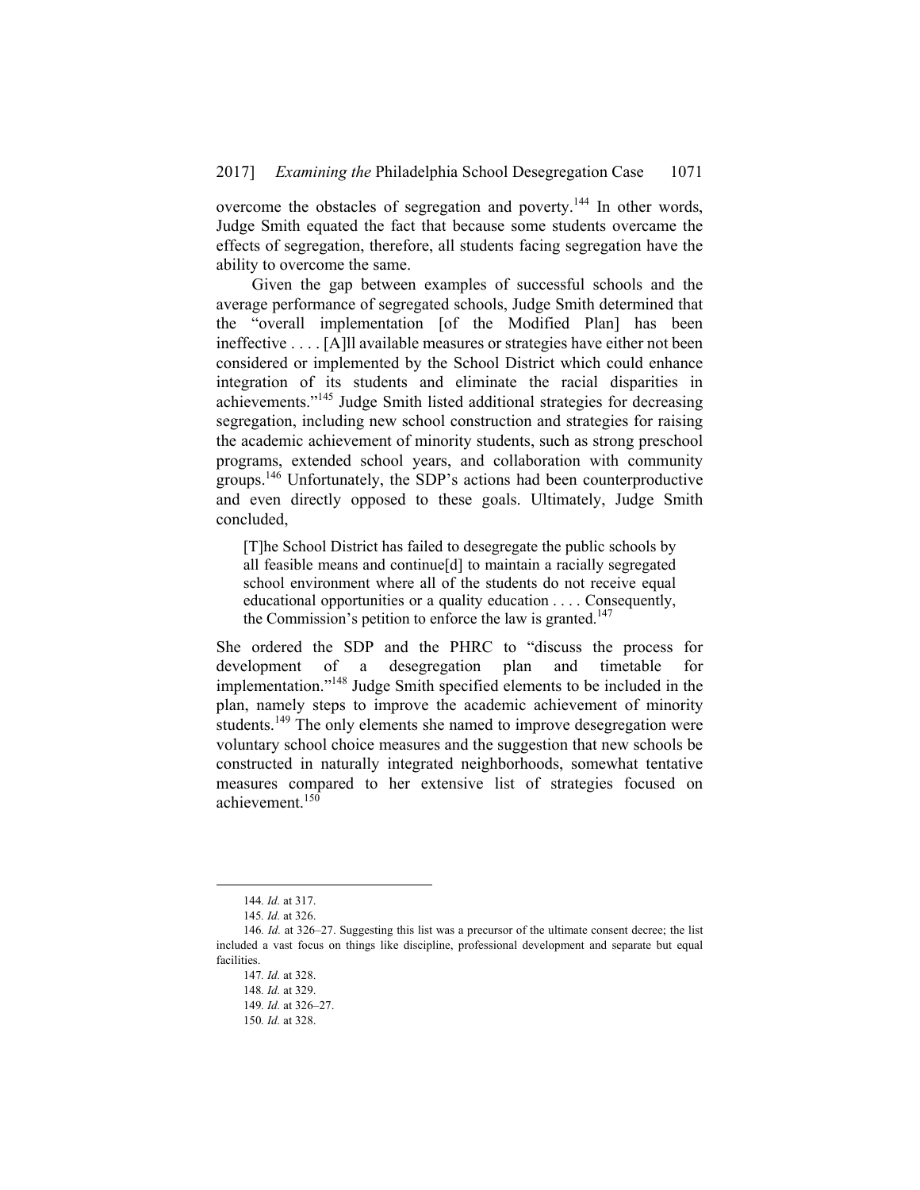overcome the obstacles of segregation and poverty.[144] In other words, Judge Smith equated the fact that because some students overcame the effects of segregation, therefore, all students facing segregation have the ability to overcome the same.

Given the gap between examples of successful schools and the average performance of segregated schools, Judge Smith determined that the "overall implementation [of the Modified Plan] has been ineffective . . . . [A]ll available measures or strategies have either not been considered or implemented by the School District which could enhance integration of its students and eliminate the racial disparities in achievements."[145] Judge Smith listed additional strategies for decreasing segregation, including new school construction and strategies for raising the academic achievement of minority students, such as strong preschool programs, extended school years, and collaboration with community groups.[146] Unfortunately, the SDP's actions had been counterproductive and even directly opposed to these goals. Ultimately, Judge Smith concluded,

> [T]he School District has failed to desegregate the public schools by all feasible means and continue[d] to maintain a racially segregated school environment where all of the students do not receive equal educational opportunities or a quality education . . . . Consequently, the Commission's petition to enforce the law is granted.[147]

She ordered the SDP and the PHRC to "discuss the process for development of a desegregation plan and timetable for implementation."[148] Judge Smith specified elements to be included in the plan, namely steps to improve the academic achievement of minority students.[149] The only elements she named to improve desegregation were voluntary school choice measures and the suggestion that new schools be constructed in naturally integrated neighborhoods, somewhat tentative measures compared to her extensive list of strategies focused on achievement.[150]

---

144. *Id.* at 317.

145. *Id.* at 326.

146. *Id.* at 326–27. Suggesting this list was a precursor of the ultimate consent decree; the list included a vast focus on things like discipline, professional development and separate but equal facilities.

147. *Id.* at 328.

148. *Id.* at 329.

149. *Id.* at 326–27.

150. *Id.* at 328.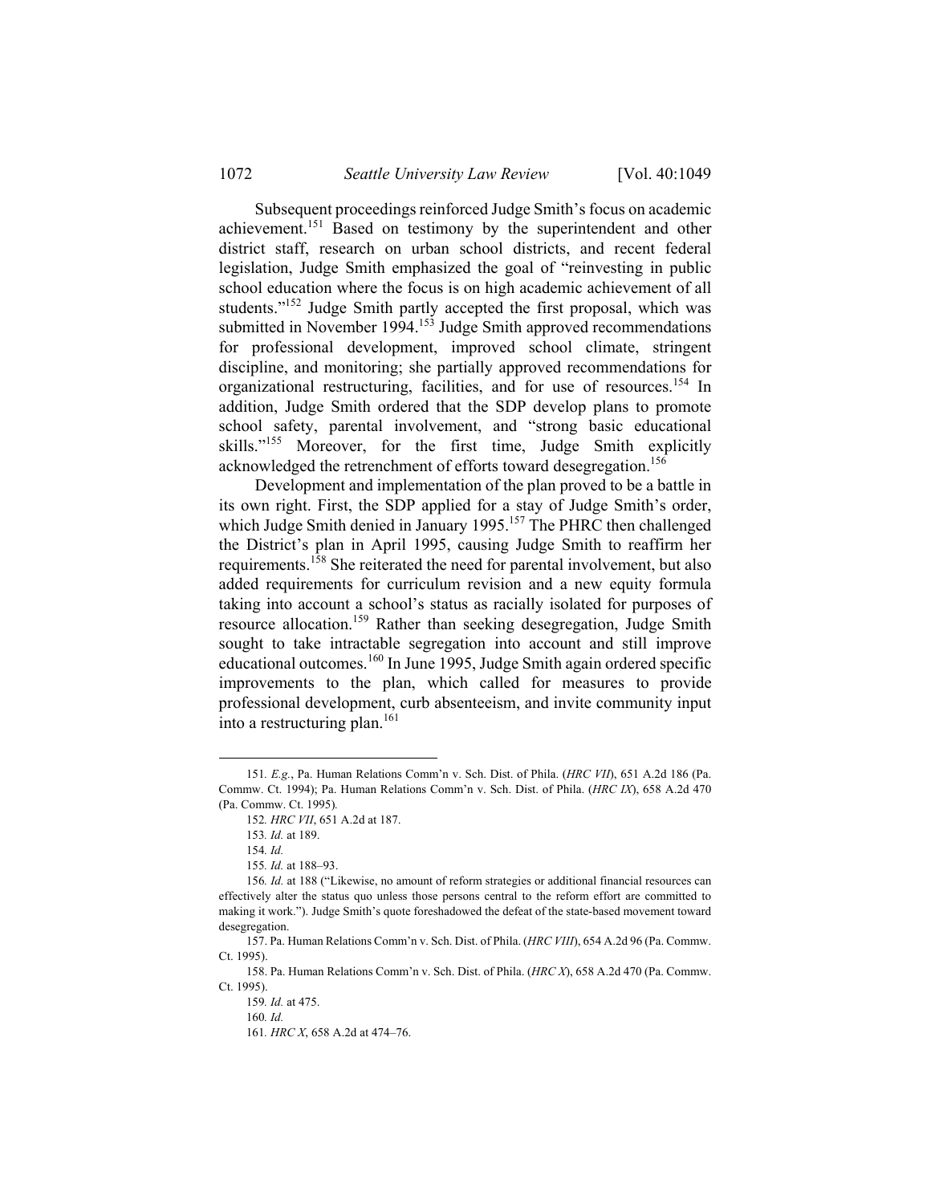Subsequent proceedings reinforced Judge Smith's focus on academic achievement.[151] Based on testimony by the superintendent and other district staff, research on urban school districts, and recent federal legislation, Judge Smith emphasized the goal of "reinvesting in public school education where the focus is on high academic achievement of all students."[152] Judge Smith partly accepted the first proposal, which was submitted in November 1994.[153] Judge Smith approved recommendations for professional development, improved school climate, stringent discipline, and monitoring; she partially approved recommendations for organizational restructuring, facilities, and for use of resources.[154] In addition, Judge Smith ordered that the SDP develop plans to promote school safety, parental involvement, and "strong basic educational skills."[155] Moreover, for the first time, Judge Smith explicitly acknowledged the retrenchment of efforts toward desegregation.[156]

Development and implementation of the plan proved to be a battle in its own right. First, the SDP applied for a stay of Judge Smith's order, which Judge Smith denied in January 1995.[157] The PHRC then challenged the District's plan in April 1995, causing Judge Smith to reaffirm her requirements.[158] She reiterated the need for parental involvement, but also added requirements for curriculum revision and a new equity formula taking into account a school's status as racially isolated for purposes of resource allocation.[159] Rather than seeking desegregation, Judge Smith sought to take intractable segregation into account and still improve educational outcomes.[160] In June 1995, Judge Smith again ordered specific improvements to the plan, which called for measures to provide professional development, curb absenteeism, and invite community input into a restructuring plan.[161]

---

151. *E.g.*, Pa. Human Relations Comm'n v. Sch. Dist. of Phila. (*HRC VII*), 651 A.2d 186 (Pa. Commw. Ct. 1994); Pa. Human Relations Comm'n v. Sch. Dist. of Phila. (*HRC IX*), 658 A.2d 470 (Pa. Commw. Ct. 1995).

152. *HRC VII*, 651 A.2d at 187.

153. *Id.* at 189.

154. *Id.*

155. *Id.* at 188–93.

156. *Id.* at 188 ("Likewise, no amount of reform strategies or additional financial resources can effectively alter the status quo unless those persons central to the reform effort are committed to making it work."). Judge Smith's quote foreshadowed the defeat of the state-based movement toward desegregation.

157. Pa. Human Relations Comm'n v. Sch. Dist. of Phila. (*HRC VIII*), 654 A.2d 96 (Pa. Commw. Ct. 1995).

158. Pa. Human Relations Comm'n v. Sch. Dist. of Phila. (*HRC X*), 658 A.2d 470 (Pa. Commw. Ct. 1995).

159. *Id.* at 475.

160. *Id.*

161. *HRC X*, 658 A.2d at 474–76.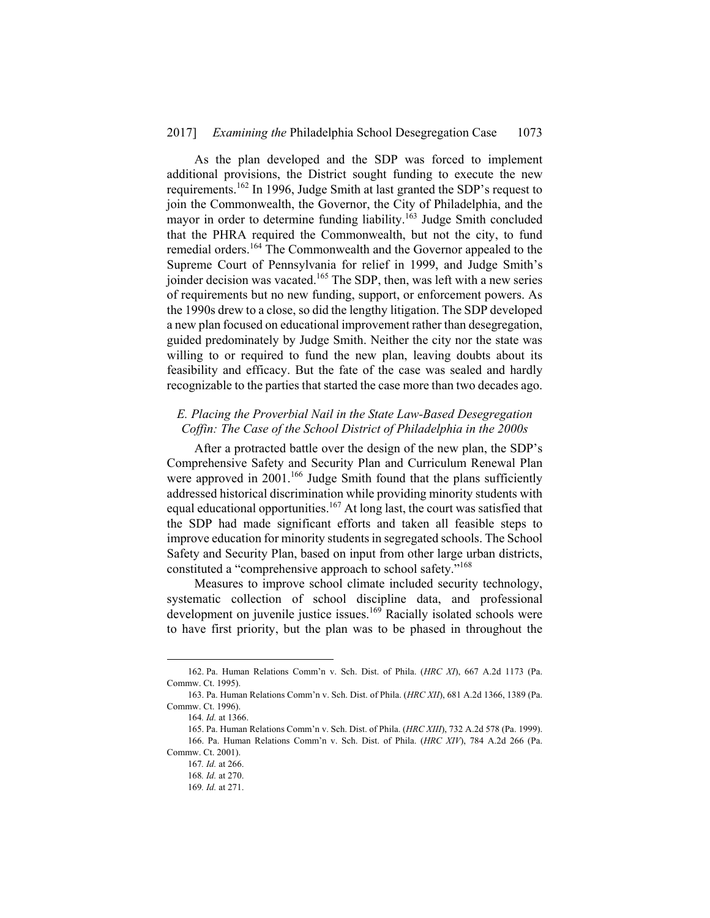As the plan developed and the SDP was forced to implement additional provisions, the District sought funding to execute the new requirements.[162] In 1996, Judge Smith at last granted the SDP's request to join the Commonwealth, the Governor, the City of Philadelphia, and the mayor in order to determine funding liability.[163] Judge Smith concluded that the PHRA required the Commonwealth, but not the city, to fund remedial orders.[164] The Commonwealth and the Governor appealed to the Supreme Court of Pennsylvania for relief in 1999, and Judge Smith's joinder decision was vacated.[165] The SDP, then, was left with a new series of requirements but no new funding, support, or enforcement powers. As the 1990s drew to a close, so did the lengthy litigation. The SDP developed a new plan focused on educational improvement rather than desegregation, guided predominately by Judge Smith. Neither the city nor the state was willing to or required to fund the new plan, leaving doubts about its feasibility and efficacy. But the fate of the case was sealed and hardly recognizable to the parties that started the case more than two decades ago.

### *E. Placing the Proverbial Nail in the State Law-Based Desegregation Coffin: The Case of the School District of Philadelphia in the 2000s*

After a protracted battle over the design of the new plan, the SDP's Comprehensive Safety and Security Plan and Curriculum Renewal Plan were approved in 2001.[166] Judge Smith found that the plans sufficiently addressed historical discrimination while providing minority students with equal educational opportunities.[167] At long last, the court was satisfied that the SDP had made significant efforts and taken all feasible steps to improve education for minority students in segregated schools. The School Safety and Security Plan, based on input from other large urban districts, constituted a "comprehensive approach to school safety."[168]

Measures to improve school climate included security technology, systematic collection of school discipline data, and professional development on juvenile justice issues.[169] Racially isolated schools were to have first priority, but the plan was to be phased in throughout the

---

162. Pa. Human Relations Comm'n v. Sch. Dist. of Phila. (*HRC XI*), 667 A.2d 1173 (Pa. Commw. Ct. 1995).

163. Pa. Human Relations Comm'n v. Sch. Dist. of Phila. (*HRC XII*), 681 A.2d 1366, 1389 (Pa. Commw. Ct. 1996).

164. *Id.* at 1366.

165. Pa. Human Relations Comm'n v. Sch. Dist. of Phila. (*HRC XIII*), 732 A.2d 578 (Pa. 1999).

166. Pa. Human Relations Comm'n v. Sch. Dist. of Phila. (*HRC XIV*), 784 A.2d 266 (Pa. Commw. Ct. 2001).

167. *Id.* at 266.

168. *Id.* at 270.

169. *Id.* at 271.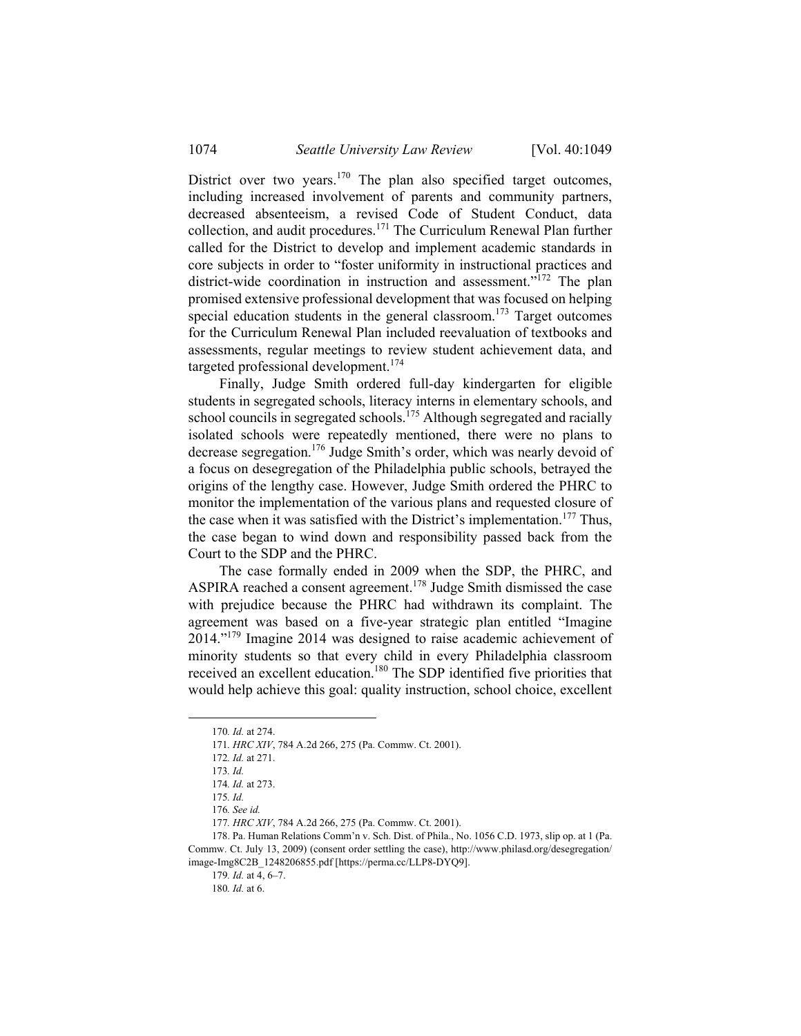District over two years.[170] The plan also specified target outcomes, including increased involvement of parents and community partners, decreased absenteeism, a revised Code of Student Conduct, data collection, and audit procedures.[171] The Curriculum Renewal Plan further called for the District to develop and implement academic standards in core subjects in order to "foster uniformity in instructional practices and district-wide coordination in instruction and assessment."[172] The plan promised extensive professional development that was focused on helping special education students in the general classroom.[173] Target outcomes for the Curriculum Renewal Plan included reevaluation of textbooks and assessments, regular meetings to review student achievement data, and targeted professional development.[174]

Finally, Judge Smith ordered full-day kindergarten for eligible students in segregated schools, literacy interns in elementary schools, and school councils in segregated schools.[175] Although segregated and racially isolated schools were repeatedly mentioned, there were no plans to decrease segregation.[176] Judge Smith's order, which was nearly devoid of a focus on desegregation of the Philadelphia public schools, betrayed the origins of the lengthy case. However, Judge Smith ordered the PHRC to monitor the implementation of the various plans and requested closure of the case when it was satisfied with the District's implementation.[177] Thus, the case began to wind down and responsibility passed back from the Court to the SDP and the PHRC.

The case formally ended in 2009 when the SDP, the PHRC, and ASPIRA reached a consent agreement.[178] Judge Smith dismissed the case with prejudice because the PHRC had withdrawn its complaint. The agreement was based on a five-year strategic plan entitled "Imagine 2014."[179] Imagine 2014 was designed to raise academic achievement of minority students so that every child in every Philadelphia classroom received an excellent education.[180] The SDP identified five priorities that would help achieve this goal: quality instruction, school choice, excellent

---

170. *Id.* at 274.

171. *HRC XIV*, 784 A.2d 266, 275 (Pa. Commw. Ct. 2001).

172. *Id.* at 271.

173. *Id.*

174. *Id.* at 273.

175. *Id.*

176. *See id.*

177. *HRC XIV*, 784 A.2d 266, 275 (Pa. Commw. Ct. 2001).

178. Pa. Human Relations Comm'n v. Sch. Dist. of Phila., No. 1056 C.D. 1973, slip op. at 1 (Pa. Commw. Ct. July 13, 2009) (consent order settling the case), http://www.philasd.org/desegregation/image-Img8C2B_1248206855.pdf [https://perma.cc/LLP8-DYQ9].

179. *Id.* at 4, 6–7.

180. *Id.* at 6.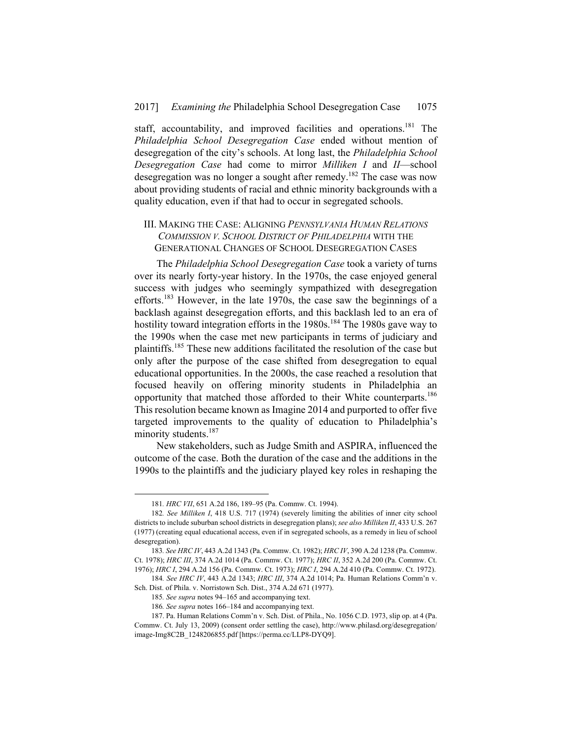staff, accountability, and improved facilities and operations.[181] The *Philadelphia School Desegregation Case* ended without mention of desegregation of the city's schools. At long last, the *Philadelphia School Desegregation Case* had come to mirror *Milliken I* and *II*—school desegregation was no longer a sought after remedy.[182] The case was now about providing students of racial and ethnic minority backgrounds with a quality education, even if that had to occur in segregated schools.

## III. MAKING THE CASE: ALIGNING *PENNSYLVANIA HUMAN RELATIONS COMMISSION V. SCHOOL DISTRICT OF PHILADELPHIA* WITH THE GENERATIONAL CHANGES OF SCHOOL DESEGREGATION CASES

The *Philadelphia School Desegregation Case* took a variety of turns over its nearly forty-year history. In the 1970s, the case enjoyed general success with judges who seemingly sympathized with desegregation efforts.[183] However, in the late 1970s, the case saw the beginnings of a backlash against desegregation efforts, and this backlash led to an era of hostility toward integration efforts in the 1980s.[184] The 1980s gave way to the 1990s when the case met new participants in terms of judiciary and plaintiffs.[185] These new additions facilitated the resolution of the case but only after the purpose of the case shifted from desegregation to equal educational opportunities. In the 2000s, the case reached a resolution that focused heavily on offering minority students in Philadelphia an opportunity that matched those afforded to their White counterparts.[186] This resolution became known as Imagine 2014 and purported to offer five targeted improvements to the quality of education to Philadelphia's minority students.[187]

New stakeholders, such as Judge Smith and ASPIRA, influenced the outcome of the case. Both the duration of the case and the additions in the 1990s to the plaintiffs and the judiciary played key roles in reshaping the

---

181. *HRC VII*, 651 A.2d 186, 189–95 (Pa. Commw. Ct. 1994).

182. *See Milliken I*, 418 U.S. 717 (1974) (severely limiting the abilities of inner city school districts to include suburban school districts in desegregation plans); *see also Milliken II*, 433 U.S. 267 (1977) (creating equal educational access, even if in segregated schools, as a remedy in lieu of school desegregation).

183. *See HRC IV*, 443 A.2d 1343 (Pa. Commw. Ct. 1982); *HRC IV*, 390 A.2d 1238 (Pa. Commw. Ct. 1978); *HRC III*, 374 A.2d 1014 (Pa. Commw. Ct. 1977); *HRC II*, 352 A.2d 200 (Pa. Commw. Ct. 1976); *HRC I*, 294 A.2d 156 (Pa. Commw. Ct. 1973); *HRC I*, 294 A.2d 410 (Pa. Commw. Ct. 1972).

184. *See HRC IV*, 443 A.2d 1343; *HRC III*, 374 A.2d 1014; Pa. Human Relations Comm'n v. Sch. Dist. of Phila. v. Norristown Sch. Dist., 374 A.2d 671 (1977).

185. *See supra* notes 94–165 and accompanying text.

186. *See supra* notes 166–184 and accompanying text.

187. Pa. Human Relations Comm'n v. Sch. Dist. of Phila., No. 1056 C.D. 1973, slip op. at 4 (Pa. Commw. Ct. July 13, 2009) (consent order settling the case), http://www.philasd.org/desegregation/image-Img8C2B_1248206855.pdf [https://perma.cc/LLP8-DYQ9].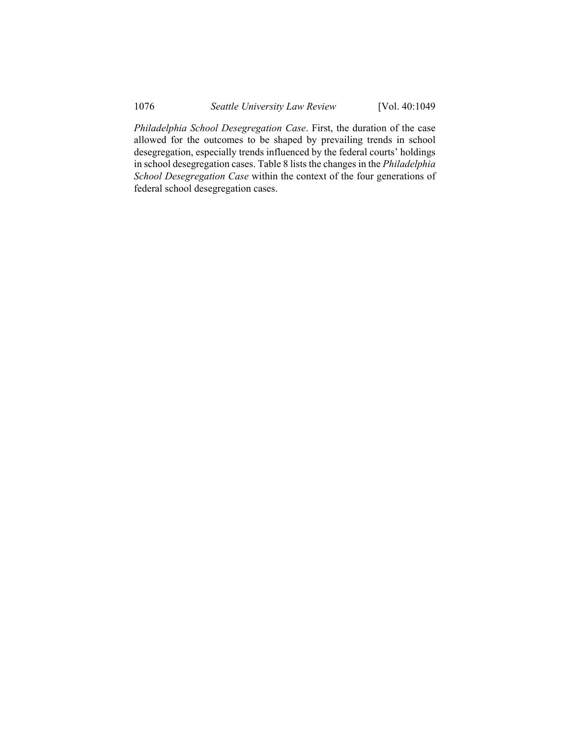*Philadelphia School Desegregation Case*. First, the duration of the case allowed for the outcomes to be shaped by prevailing trends in school desegregation, especially trends influenced by the federal courts' holdings in school desegregation cases. Table 8 lists the changes in the *Philadelphia School Desegregation Case* within the context of the four generations of federal school desegregation cases.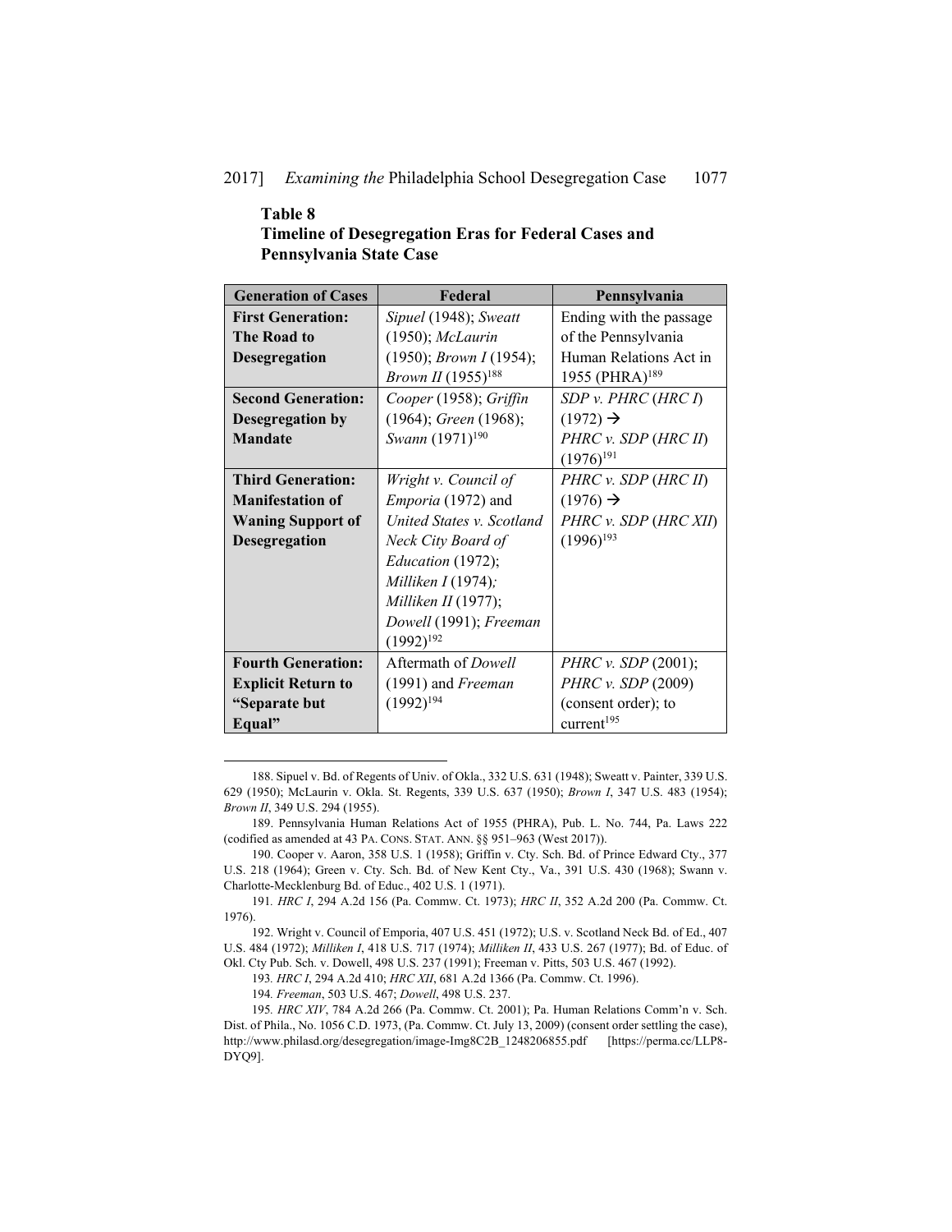**Table 8**
**Timeline of Desegregation Eras for Federal Cases and Pennsylvania State Case**

| Generation of Cases | Federal | Pennsylvania |
|---|---|---|
| **First Generation: The Road to Desegregation** | *Sipuel* (1948); *Sweatt* (1950); *McLaurin* (1950); *Brown I* (1954); *Brown II* (1955)[188] | Ending with the passage of the Pennsylvania Human Relations Act in 1955 (PHRA)[189] |
| **Second Generation: Desegregation by Mandate** | *Cooper* (1958); *Griffin* (1964); *Green* (1968); *Swann* (1971)[190] | *SDP v. PHRC* (*HRC I*) (1972) → *PHRC v. SDP* (*HRC II*) (1976)[191] |
| **Third Generation: Manifestation of Waning Support of Desegregation** | *Wright v. Council of Emporia* (1972) and *United States v. Scotland Neck City Board of Education* (1972); *Milliken I* (1974); *Milliken II* (1977); *Dowell* (1991); *Freeman* (1992)[192] | *PHRC v. SDP* (*HRC II*) (1976) → *PHRC v. SDP* (*HRC XII*) (1996)[193] |
| **Fourth Generation: Explicit Return to "Separate but Equal"** | Aftermath of *Dowell* (1991) and *Freeman* (1992)[194] | *PHRC v. SDP* (2001); *PHRC v. SDP* (2009) (consent order); to current[195] |

---

188. Sipuel v. Bd. of Regents of Univ. of Okla., 332 U.S. 631 (1948); Sweatt v. Painter, 339 U.S. 629 (1950); McLaurin v. Okla. St. Regents, 339 U.S. 637 (1950); *Brown I*, 347 U.S. 483 (1954); *Brown II*, 349 U.S. 294 (1955).

189. Pennsylvania Human Relations Act of 1955 (PHRA), Pub. L. No. 744, Pa. Laws 222 (codified as amended at 43 PA. CONS. STAT. ANN. §§ 951–963 (West 2017)).

190. Cooper v. Aaron, 358 U.S. 1 (1958); Griffin v. Cty. Sch. Bd. of Prince Edward Cty., 377 U.S. 218 (1964); Green v. Cty. Sch. Bd. of New Kent Cty., Va., 391 U.S. 430 (1968); Swann v. Charlotte-Mecklenburg Bd. of Educ., 402 U.S. 1 (1971).

191. *HRC I*, 294 A.2d 156 (Pa. Commw. Ct. 1973); *HRC II*, 352 A.2d 200 (Pa. Commw. Ct. 1976).

192. Wright v. Council of Emporia, 407 U.S. 451 (1972); U.S. v. Scotland Neck Bd. of Ed., 407 U.S. 484 (1972); *Milliken I*, 418 U.S. 717 (1974); *Milliken II*, 433 U.S. 267 (1977); Bd. of Educ. of Okl. Cty Pub. Sch. v. Dowell, 498 U.S. 237 (1991); Freeman v. Pitts, 503 U.S. 467 (1992).

193. *HRC I*, 294 A.2d 410; *HRC XII*, 681 A.2d 1366 (Pa. Commw. Ct. 1996).

194. *Freeman*, 503 U.S. 467; *Dowell*, 498 U.S. 237.

195. *HRC XIV*, 784 A.2d 266 (Pa. Commw. Ct. 2001); Pa. Human Relations Comm'n v. Sch. Dist. of Phila., No. 1056 C.D. 1973, (Pa. Commw. Ct. July 13, 2009) (consent order settling the case), http://www.philasd.org/desegregation/image-Img8C2B_1248206855.pdf [https://perma.cc/LLP8-DYQ9].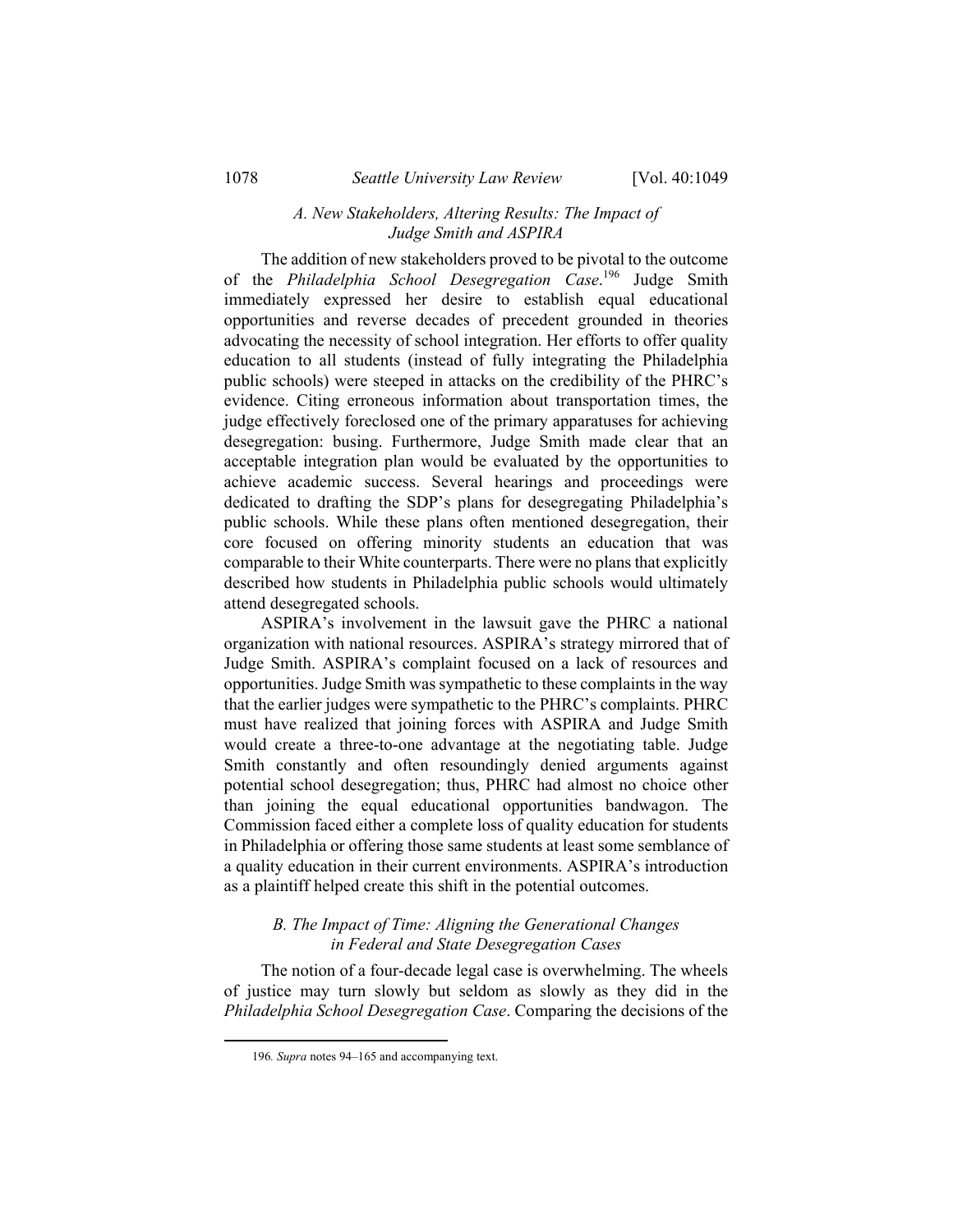### *A. New Stakeholders, Altering Results: The Impact of Judge Smith and ASPIRA*

The addition of new stakeholders proved to be pivotal to the outcome of the *Philadelphia School Desegregation Case*.[196] Judge Smith immediately expressed her desire to establish equal educational opportunities and reverse decades of precedent grounded in theories advocating the necessity of school integration. Her efforts to offer quality education to all students (instead of fully integrating the Philadelphia public schools) were steeped in attacks on the credibility of the PHRC's evidence. Citing erroneous information about transportation times, the judge effectively foreclosed one of the primary apparatuses for achieving desegregation: busing. Furthermore, Judge Smith made clear that an acceptable integration plan would be evaluated by the opportunities to achieve academic success. Several hearings and proceedings were dedicated to drafting the SDP's plans for desegregating Philadelphia's public schools. While these plans often mentioned desegregation, their core focused on offering minority students an education that was comparable to their White counterparts. There were no plans that explicitly described how students in Philadelphia public schools would ultimately attend desegregated schools.

ASPIRA's involvement in the lawsuit gave the PHRC a national organization with national resources. ASPIRA's strategy mirrored that of Judge Smith. ASPIRA's complaint focused on a lack of resources and opportunities. Judge Smith was sympathetic to these complaints in the way that the earlier judges were sympathetic to the PHRC's complaints. PHRC must have realized that joining forces with ASPIRA and Judge Smith would create a three-to-one advantage at the negotiating table. Judge Smith constantly and often resoundingly denied arguments against potential school desegregation; thus, PHRC had almost no choice other than joining the equal educational opportunities bandwagon. The Commission faced either a complete loss of quality education for students in Philadelphia or offering those same students at least some semblance of a quality education in their current environments. ASPIRA's introduction as a plaintiff helped create this shift in the potential outcomes.

### *B. The Impact of Time: Aligning the Generational Changes in Federal and State Desegregation Cases*

The notion of a four-decade legal case is overwhelming. The wheels of justice may turn slowly but seldom as slowly as they did in the *Philadelphia School Desegregation Case*. Comparing the decisions of the

---

196. *Supra* notes 94–165 and accompanying text.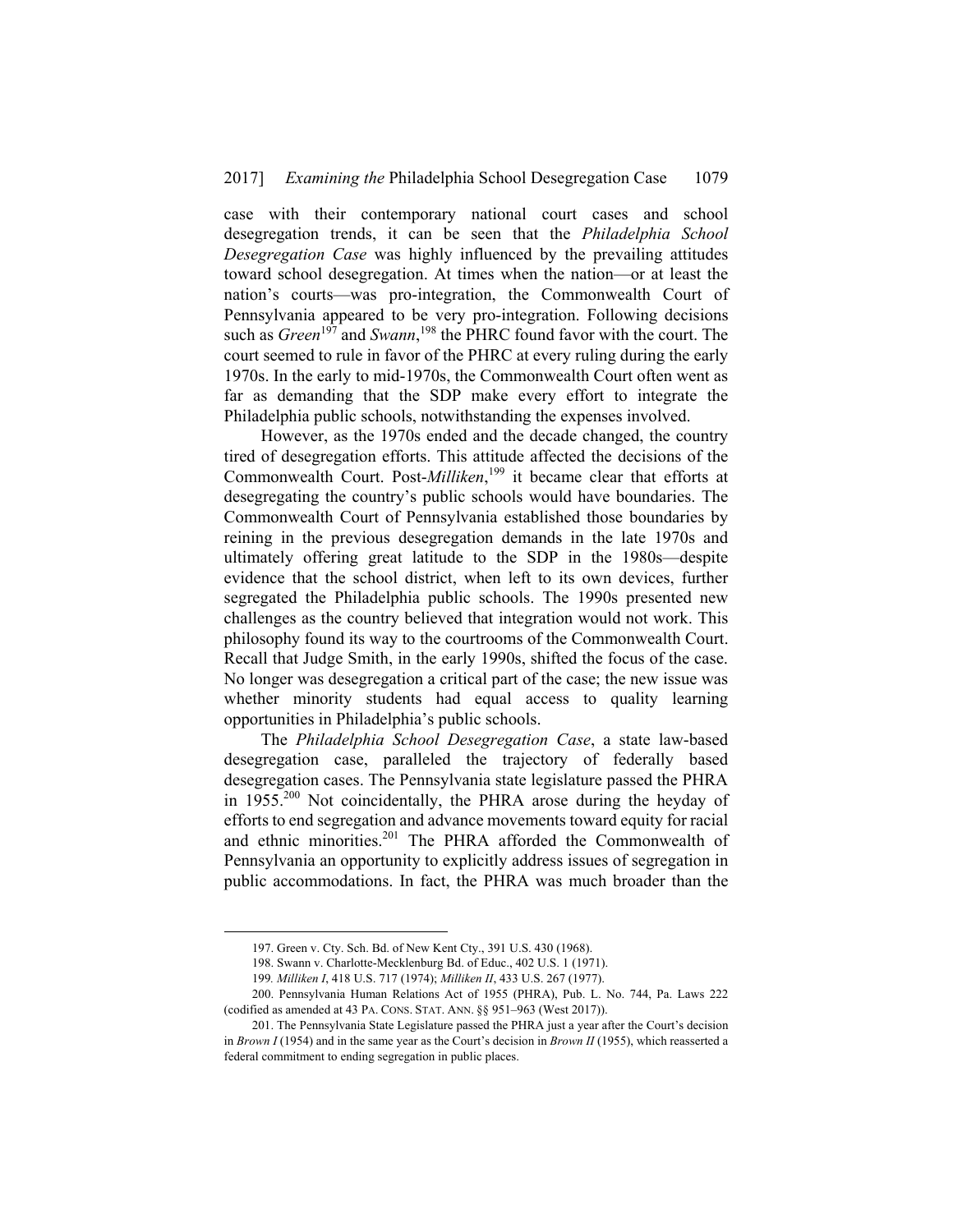case with their contemporary national court cases and school desegregation trends, it can be seen that the *Philadelphia School Desegregation Case* was highly influenced by the prevailing attitudes toward school desegregation. At times when the nation—or at least the nation's courts—was pro-integration, the Commonwealth Court of Pennsylvania appeared to be very pro-integration. Following decisions such as *Green*[197] and *Swann*,[198] the PHRC found favor with the court. The court seemed to rule in favor of the PHRC at every ruling during the early 1970s. In the early to mid-1970s, the Commonwealth Court often went as far as demanding that the SDP make every effort to integrate the Philadelphia public schools, notwithstanding the expenses involved.

However, as the 1970s ended and the decade changed, the country tired of desegregation efforts. This attitude affected the decisions of the Commonwealth Court. Post-*Milliken*,[199] it became clear that efforts at desegregating the country's public schools would have boundaries. The Commonwealth Court of Pennsylvania established those boundaries by reining in the previous desegregation demands in the late 1970s and ultimately offering great latitude to the SDP in the 1980s—despite evidence that the school district, when left to its own devices, further segregated the Philadelphia public schools. The 1990s presented new challenges as the country believed that integration would not work. This philosophy found its way to the courtrooms of the Commonwealth Court. Recall that Judge Smith, in the early 1990s, shifted the focus of the case. No longer was desegregation a critical part of the case; the new issue was whether minority students had equal access to quality learning opportunities in Philadelphia's public schools.

The *Philadelphia School Desegregation Case*, a state law-based desegregation case, paralleled the trajectory of federally based desegregation cases. The Pennsylvania state legislature passed the PHRA in 1955.[200] Not coincidentally, the PHRA arose during the heyday of efforts to end segregation and advance movements toward equity for racial and ethnic minorities.[201] The PHRA afforded the Commonwealth of Pennsylvania an opportunity to explicitly address issues of segregation in public accommodations. In fact, the PHRA was much broader than the

---

197. Green v. Cty. Sch. Bd. of New Kent Cty., 391 U.S. 430 (1968).

198. Swann v. Charlotte-Mecklenburg Bd. of Educ., 402 U.S. 1 (1971).

199. *Milliken I*, 418 U.S. 717 (1974); *Milliken II*, 433 U.S. 267 (1977).

200. Pennsylvania Human Relations Act of 1955 (PHRA), Pub. L. No. 744, Pa. Laws 222 (codified as amended at 43 PA. CONS. STAT. ANN. §§ 951–963 (West 2017)).

201. The Pennsylvania State Legislature passed the PHRA just a year after the Court's decision in *Brown I* (1954) and in the same year as the Court's decision in *Brown II* (1955), which reasserted a federal commitment to ending segregation in public places.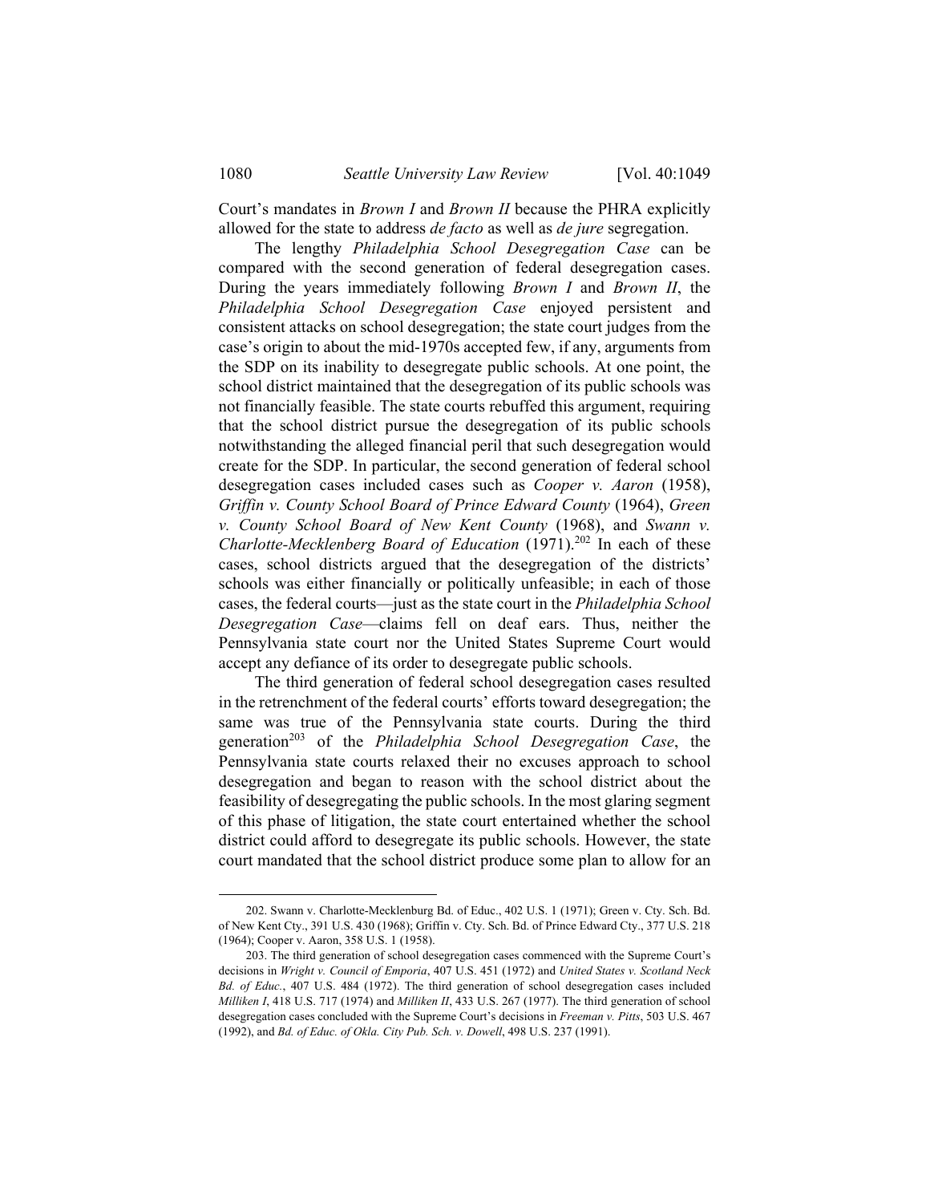Court's mandates in *Brown I* and *Brown II* because the PHRA explicitly allowed for the state to address *de facto* as well as *de jure* segregation.

The lengthy *Philadelphia School Desegregation Case* can be compared with the second generation of federal desegregation cases. During the years immediately following *Brown I* and *Brown II*, the *Philadelphia School Desegregation Case* enjoyed persistent and consistent attacks on school desegregation; the state court judges from the case's origin to about the mid-1970s accepted few, if any, arguments from the SDP on its inability to desegregate public schools. At one point, the school district maintained that the desegregation of its public schools was not financially feasible. The state courts rebuffed this argument, requiring that the school district pursue the desegregation of its public schools notwithstanding the alleged financial peril that such desegregation would create for the SDP. In particular, the second generation of federal school desegregation cases included cases such as *Cooper v. Aaron* (1958), *Griffin v. County School Board of Prince Edward County* (1964), *Green v. County School Board of New Kent County* (1968), and *Swann v. Charlotte-Mecklenberg Board of Education* (1971).[202] In each of these cases, school districts argued that the desegregation of the districts' schools was either financially or politically unfeasible; in each of those cases, the federal courts—just as the state court in the *Philadelphia School Desegregation Case*—claims fell on deaf ears. Thus, neither the Pennsylvania state court nor the United States Supreme Court would accept any defiance of its order to desegregate public schools.

The third generation of federal school desegregation cases resulted in the retrenchment of the federal courts' efforts toward desegregation; the same was true of the Pennsylvania state courts. During the third generation[203] of the *Philadelphia School Desegregation Case*, the Pennsylvania state courts relaxed their no excuses approach to school desegregation and began to reason with the school district about the feasibility of desegregating the public schools. In the most glaring segment of this phase of litigation, the state court entertained whether the school district could afford to desegregate its public schools. However, the state court mandated that the school district produce some plan to allow for an

202. Swann v. Charlotte-Mecklenburg Bd. of Educ., 402 U.S. 1 (1971); Green v. Cty. Sch. Bd. of New Kent Cty., 391 U.S. 430 (1968); Griffin v. Cty. Sch. Bd. of Prince Edward Cty., 377 U.S. 218 (1964); Cooper v. Aaron, 358 U.S. 1 (1958).

203. The third generation of school desegregation cases commenced with the Supreme Court's decisions in *Wright v. Council of Emporia*, 407 U.S. 451 (1972) and *United States v. Scotland Neck Bd. of Educ.*, 407 U.S. 484 (1972). The third generation of school desegregation cases included *Milliken I*, 418 U.S. 717 (1974) and *Milliken II*, 433 U.S. 267 (1977). The third generation of school desegregation cases concluded with the Supreme Court's decisions in *Freeman v. Pitts*, 503 U.S. 467 (1992), and *Bd. of Educ. of Okla. City Pub. Sch. v. Dowell*, 498 U.S. 237 (1991).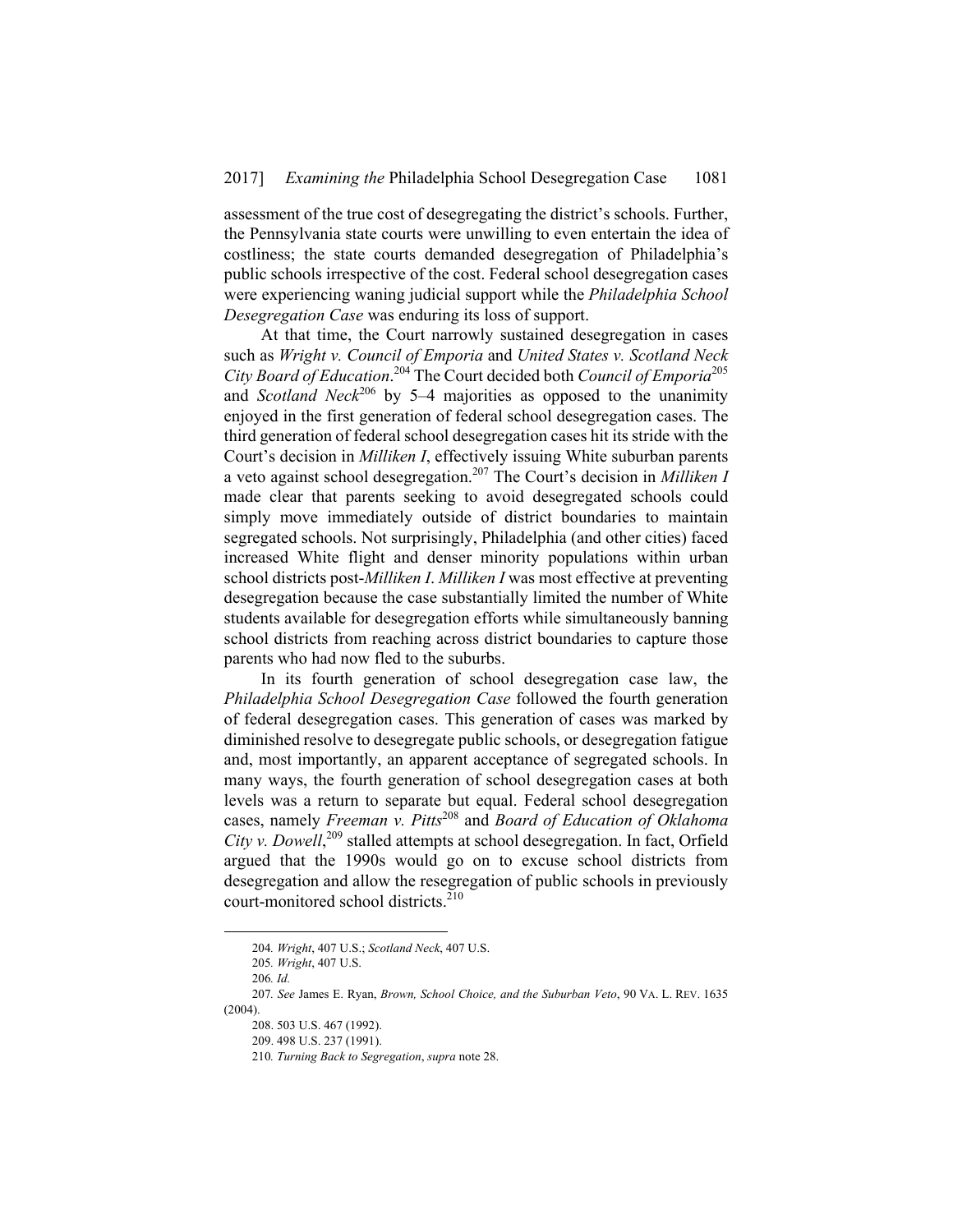assessment of the true cost of desegregating the district's schools. Further, the Pennsylvania state courts were unwilling to even entertain the idea of costliness; the state courts demanded desegregation of Philadelphia's public schools irrespective of the cost. Federal school desegregation cases were experiencing waning judicial support while the *Philadelphia School Desegregation Case* was enduring its loss of support.

At that time, the Court narrowly sustained desegregation in cases such as *Wright v. Council of Emporia* and *United States v. Scotland Neck City Board of Education*.[204] The Court decided both *Council of Emporia*[205] and *Scotland Neck*[206] by 5–4 majorities as opposed to the unanimity enjoyed in the first generation of federal school desegregation cases. The third generation of federal school desegregation cases hit its stride with the Court's decision in *Milliken I*, effectively issuing White suburban parents a veto against school desegregation.[207] The Court's decision in *Milliken I* made clear that parents seeking to avoid desegregated schools could simply move immediately outside of district boundaries to maintain segregated schools. Not surprisingly, Philadelphia (and other cities) faced increased White flight and denser minority populations within urban school districts post-*Milliken I*. *Milliken I* was most effective at preventing desegregation because the case substantially limited the number of White students available for desegregation efforts while simultaneously banning school districts from reaching across district boundaries to capture those parents who had now fled to the suburbs.

In its fourth generation of school desegregation case law, the *Philadelphia School Desegregation Case* followed the fourth generation of federal desegregation cases. This generation of cases was marked by diminished resolve to desegregate public schools, or desegregation fatigue and, most importantly, an apparent acceptance of segregated schools. In many ways, the fourth generation of school desegregation cases at both levels was a return to separate but equal. Federal school desegregation cases, namely *Freeman v. Pitts*[208] and *Board of Education of Oklahoma City v. Dowell*,[209] stalled attempts at school desegregation. In fact, Orfield argued that the 1990s would go on to excuse school districts from desegregation and allow the resegregation of public schools in previously court-monitored school districts.[210]

---

204. *Wright*, 407 U.S.; *Scotland Neck*, 407 U.S.

205. *Wright*, 407 U.S.

206. *Id.*

207. *See* James E. Ryan, *Brown, School Choice, and the Suburban Veto*, 90 VA. L. REV. 1635 (2004).

208. 503 U.S. 467 (1992).

209. 498 U.S. 237 (1991).

210. *Turning Back to Segregation*, *supra* note 28.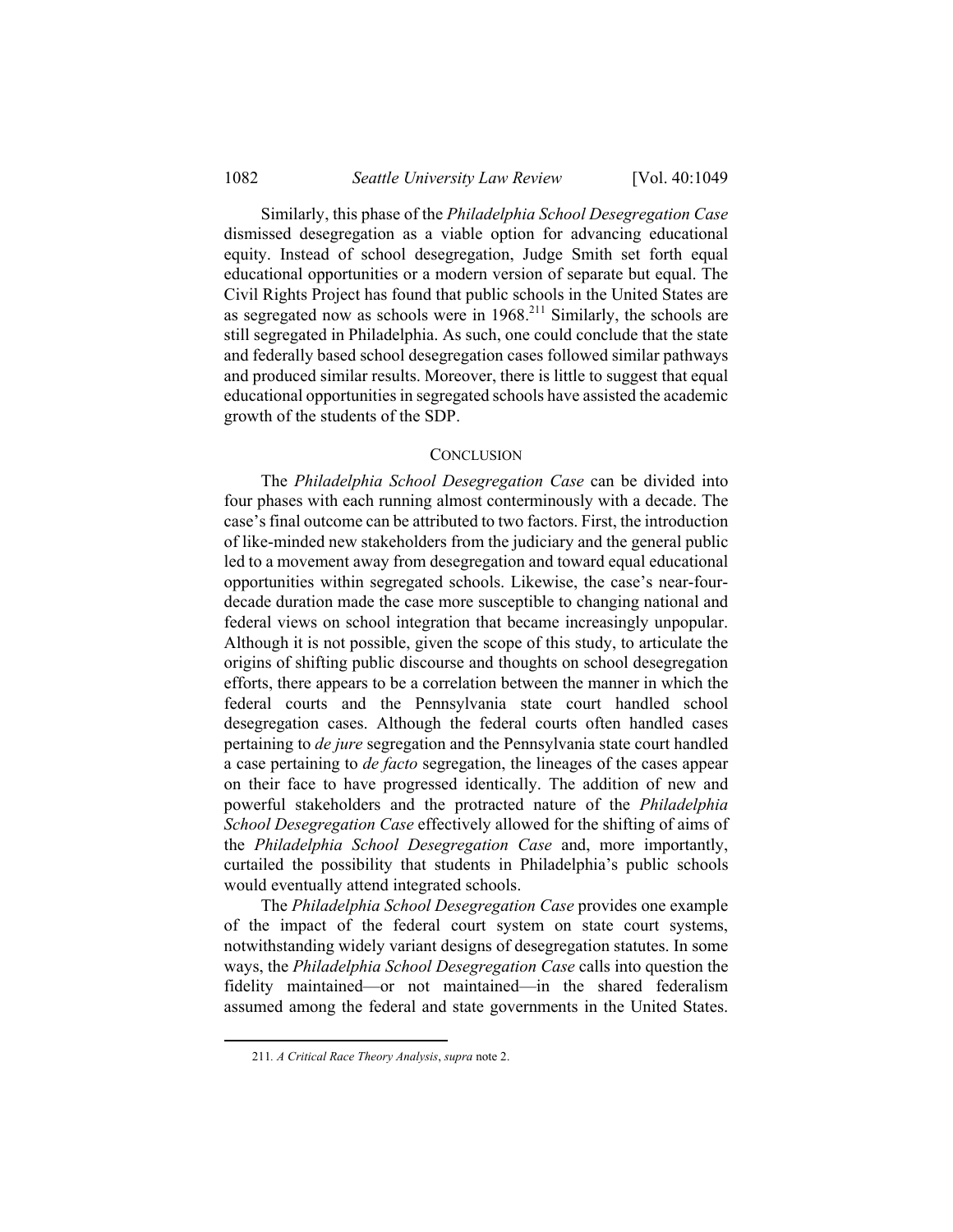Similarly, this phase of the *Philadelphia School Desegregation Case* dismissed desegregation as a viable option for advancing educational equity. Instead of school desegregation, Judge Smith set forth equal educational opportunities or a modern version of separate but equal. The Civil Rights Project has found that public schools in the United States are as segregated now as schools were in 1968.[211] Similarly, the schools are still segregated in Philadelphia. As such, one could conclude that the state and federally based school desegregation cases followed similar pathways and produced similar results. Moreover, there is little to suggest that equal educational opportunities in segregated schools have assisted the academic growth of the students of the SDP.

## CONCLUSION

The *Philadelphia School Desegregation Case* can be divided into four phases with each running almost conterminously with a decade. The case's final outcome can be attributed to two factors. First, the introduction of like-minded new stakeholders from the judiciary and the general public led to a movement away from desegregation and toward equal educational opportunities within segregated schools. Likewise, the case's near-four-decade duration made the case more susceptible to changing national and federal views on school integration that became increasingly unpopular. Although it is not possible, given the scope of this study, to articulate the origins of shifting public discourse and thoughts on school desegregation efforts, there appears to be a correlation between the manner in which the federal courts and the Pennsylvania state court handled school desegregation cases. Although the federal courts often handled cases pertaining to *de jure* segregation and the Pennsylvania state court handled a case pertaining to *de facto* segregation, the lineages of the cases appear on their face to have progressed identically. The addition of new and powerful stakeholders and the protracted nature of the *Philadelphia School Desegregation Case* effectively allowed for the shifting of aims of the *Philadelphia School Desegregation Case* and, more importantly, curtailed the possibility that students in Philadelphia's public schools would eventually attend integrated schools.

The *Philadelphia School Desegregation Case* provides one example of the impact of the federal court system on state court systems, notwithstanding widely variant designs of desegregation statutes. In some ways, the *Philadelphia School Desegregation Case* calls into question the fidelity maintained—or not maintained—in the shared federalism assumed among the federal and state governments in the United States.

---

211. *A Critical Race Theory Analysis*, *supra* note 2.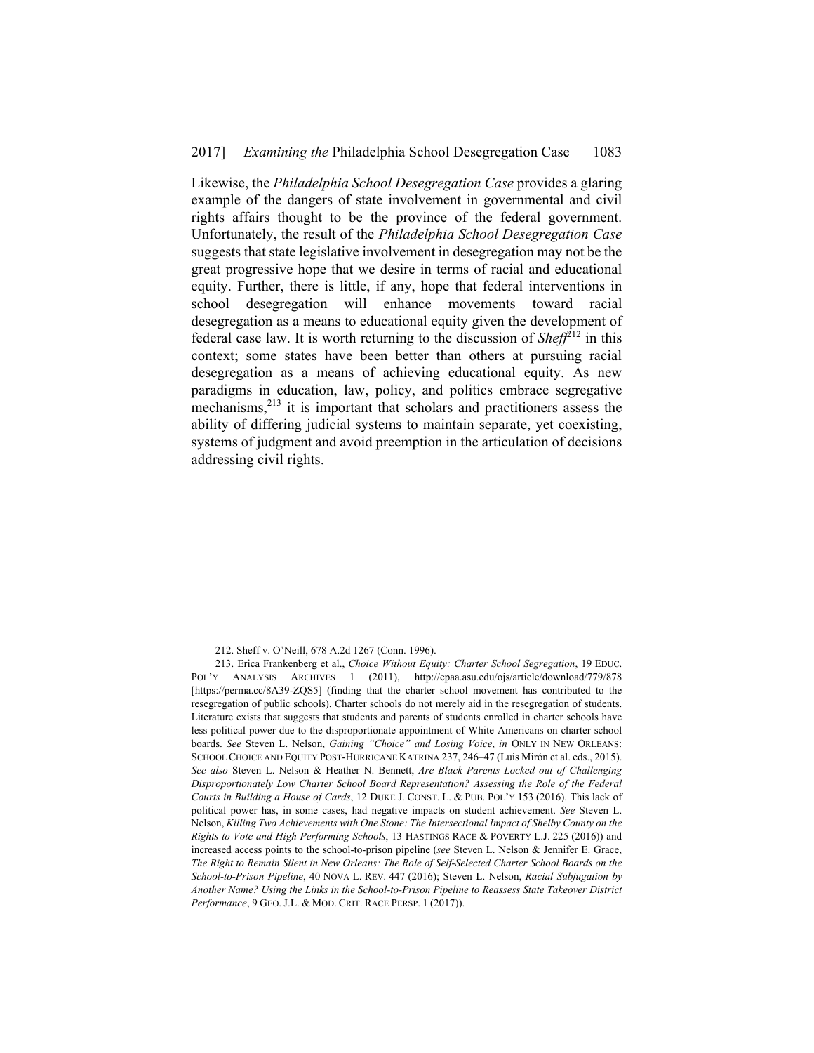Likewise, the *Philadelphia School Desegregation Case* provides a glaring example of the dangers of state involvement in governmental and civil rights affairs thought to be the province of the federal government. Unfortunately, the result of the *Philadelphia School Desegregation Case* suggests that state legislative involvement in desegregation may not be the great progressive hope that we desire in terms of racial and educational equity. Further, there is little, if any, hope that federal interventions in school desegregation will enhance movements toward racial desegregation as a means to educational equity given the development of federal case law. It is worth returning to the discussion of *Sheff*[212] in this context; some states have been better than others at pursuing racial desegregation as a means of achieving educational equity. As new paradigms in education, law, policy, and politics embrace segregative mechanisms,[213] it is important that scholars and practitioners assess the ability of differing judicial systems to maintain separate, yet coexisting, systems of judgment and avoid preemption in the articulation of decisions addressing civil rights.

---

212. Sheff v. O'Neill, 678 A.2d 1267 (Conn. 1996).

213. Erica Frankenberg et al., *Choice Without Equity: Charter School Segregation*, 19 EDUC. POL'Y ANALYSIS ARCHIVES 1 (2011), http://epaa.asu.edu/ojs/article/download/779/878 [https://perma.cc/8A39-ZQS5] (finding that the charter school movement has contributed to the resegregation of public schools). Charter schools do not merely aid in the resegregation of students. Literature exists that suggests that students and parents of students enrolled in charter schools have less political power due to the disproportionate appointment of White Americans on charter school boards. *See* Steven L. Nelson, *Gaining "Choice" and Losing Voice*, *in* ONLY IN NEW ORLEANS: SCHOOL CHOICE AND EQUITY POST-HURRICANE KATRINA 237, 246–47 (Luis Mirón et al. eds., 2015). *See also* Steven L. Nelson & Heather N. Bennett, *Are Black Parents Locked out of Challenging Disproportionately Low Charter School Board Representation? Assessing the Role of the Federal Courts in Building a House of Cards*, 12 DUKE J. CONST. L. & PUB. POL'Y 153 (2016). This lack of political power has, in some cases, had negative impacts on student achievement. *See* Steven L. Nelson, *Killing Two Achievements with One Stone: The Intersectional Impact of Shelby County on the Rights to Vote and High Performing Schools*, 13 HASTINGS RACE & POVERTY L.J. 225 (2016)) and increased access points to the school-to-prison pipeline (*see* Steven L. Nelson & Jennifer E. Grace, *The Right to Remain Silent in New Orleans: The Role of Self-Selected Charter School Boards on the School-to-Prison Pipeline*, 40 NOVA L. REV. 447 (2016); Steven L. Nelson, *Racial Subjugation by Another Name? Using the Links in the School-to-Prison Pipeline to Reassess State Takeover District Performance*, 9 GEO. J.L. & MOD. CRIT. RACE PERSP. 1 (2017)).